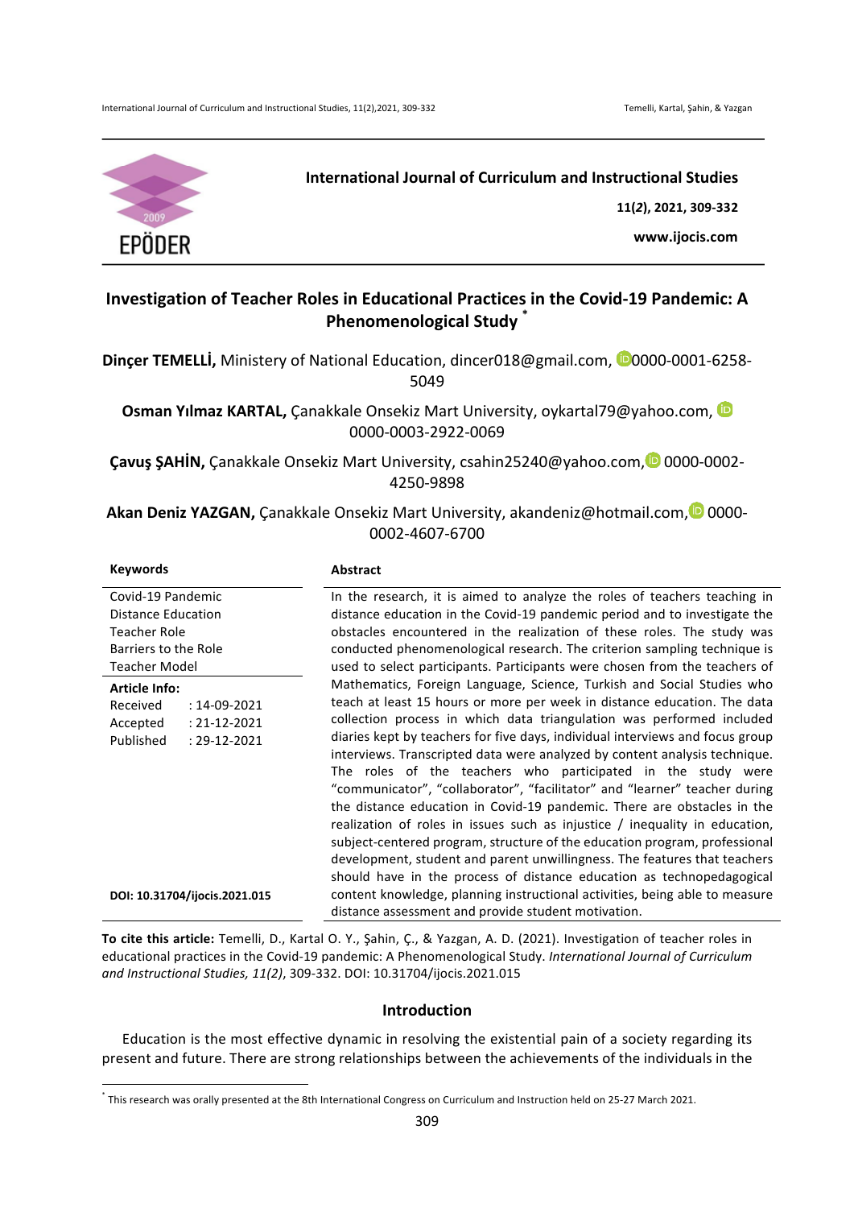**International Journal of Curriculum and Instructional Studies**

**11(2), 2021, 309-332**

**www.ijocis.com**

# Investigation of Teacher Roles in Educational Practices in the Covid-19 Pandemic: A Phenomenological Study [*]

**Dinçer TEMELLİ,** Ministry of National Education, dincer018@gmail.com, 0000-0001-6258-5049

**Osman Yılmaz KARTAL,** Çanakkale Onsekiz Mart University, oykartal79@yahoo.com, 0000-0003-2922-0069

**Çavuş ŞAHİN,** Çanakkale Onsekiz Mart University, csahin25240@yahoo.com, 0000-0002-4250-9898

**Akan Deniz YAZGAN,** Çanakkale Onsekiz Mart University, akandeniz@hotmail.com, 0000-0002-4607-6700

**Keywords**

Covid-19 Pandemic
Distance Education
Teacher Role
Barriers to the Role
Teacher Model

**Article Info:**

Received : 14-09-2021
Accepted : 21-12-2021
Published : 29-12-2021

**DOI: 10.31704/ijocis.2021.015**

**Abstract**

In the research, it is aimed to analyze the roles of teachers teaching in distance education in the Covid-19 pandemic period and to investigate the obstacles encountered in the realization of these roles. The study was conducted phenomenological research. The criterion sampling technique is used to select participants. Participants were chosen from the teachers of Mathematics, Foreign Language, Science, Turkish and Social Studies who teach at least 15 hours or more per week in distance education. The data collection process in which data triangulation was performed included diaries kept by teachers for five days, individual interviews and focus group interviews. Transcripted data were analyzed by content analysis technique. The roles of the teachers who participated in the study were "communicator", "collaborator", "facilitator" and "learner" teacher during the distance education in Covid-19 pandemic. There are obstacles in the realization of roles in issues such as injustice / inequality in education, subject-centered program, structure of the education program, professional development, student and parent unwillingness. The features that teachers should have in the process of distance education as technopedagogical content knowledge, planning instructional activities, being able to measure distance assessment and provide student motivation.

**To cite this article:** Temelli, D., Kartal O. Y., Şahin, Ç., & Yazgan, A. D. (2021). Investigation of teacher roles in educational practices in the Covid-19 pandemic: A Phenomenological Study. *International Journal of Curriculum and Instructional Studies, 11(2)*, 309-332. DOI: 10.31704/ijocis.2021.015

## Introduction

Education is the most effective dynamic in resolving the existential pain of a society regarding its present and future. There are strong relationships between the achievements of the individuals in the

[*] This research was orally presented at the 8th International Congress on Curriculum and Instruction held on 25-27 March 2021.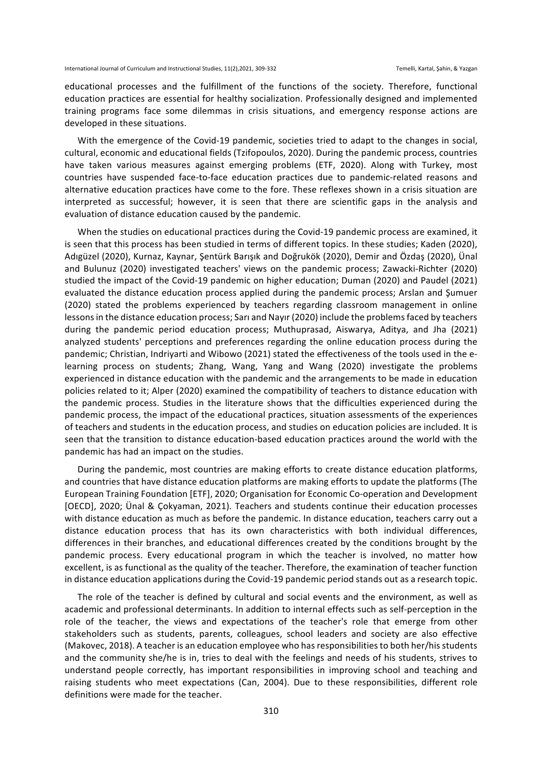educational processes and the fulfillment of the functions of the society. Therefore, functional education practices are essential for healthy socialization. Professionally designed and implemented training programs face some dilemmas in crisis situations, and emergency response actions are developed in these situations.

With the emergence of the Covid-19 pandemic, societies tried to adapt to the changes in social, cultural, economic and educational fields (Tzifopoulos, 2020). During the pandemic process, countries have taken various measures against emerging problems (ETF, 2020). Along with Turkey, most countries have suspended face-to-face education practices due to pandemic-related reasons and alternative education practices have come to the fore. These reflexes shown in a crisis situation are interpreted as successful; however, it is seen that there are scientific gaps in the analysis and evaluation of distance education caused by the pandemic.

When the studies on educational practices during the Covid-19 pandemic process are examined, it is seen that this process has been studied in terms of different topics. In these studies; Kaden (2020), Adıgüzel (2020), Kurnaz, Kaynar, Şentürk Barışık and Doğrukök (2020), Demir and Özdaş (2020), Ünal and Bulunuz (2020) investigated teachers' views on the pandemic process; Zawacki-Richter (2020) studied the impact of the Covid-19 pandemic on higher education; Duman (2020) and Paudel (2021) evaluated the distance education process applied during the pandemic process; Arslan and Şumuer (2020) stated the problems experienced by teachers regarding classroom management in online lessons in the distance education process; Sarı and Nayır (2020) include the problems faced by teachers during the pandemic period education process; Muthuprasad, Aiswarya, Aditya, and Jha (2021) analyzed students' perceptions and preferences regarding the online education process during the pandemic; Christian, Indriyarti and Wibowo (2021) stated the effectiveness of the tools used in the e-learning process on students; Zhang, Wang, Yang and Wang (2020) investigate the problems experienced in distance education with the pandemic and the arrangements to be made in education policies related to it; Alper (2020) examined the compatibility of teachers to distance education with the pandemic process. Studies in the literature shows that the difficulties experienced during the pandemic process, the impact of the educational practices, situation assessments of the experiences of teachers and students in the education process, and studies on education policies are included. It is seen that the transition to distance education-based education practices around the world with the pandemic has had an impact on the studies.

During the pandemic, most countries are making efforts to create distance education platforms, and countries that have distance education platforms are making efforts to update the platforms (The European Training Foundation [ETF], 2020; Organisation for Economic Co-operation and Development [OECD], 2020; Ünal & Çokyaman, 2021). Teachers and students continue their education processes with distance education as much as before the pandemic. In distance education, teachers carry out a distance education process that has its own characteristics with both individual differences, differences in their branches, and educational differences created by the conditions brought by the pandemic process. Every educational program in which the teacher is involved, no matter how excellent, is as functional as the quality of the teacher. Therefore, the examination of teacher function in distance education applications during the Covid-19 pandemic period stands out as a research topic.

The role of the teacher is defined by cultural and social events and the environment, as well as academic and professional determinants. In addition to internal effects such as self-perception in the role of the teacher, the views and expectations of the teacher's role that emerge from other stakeholders such as students, parents, colleagues, school leaders and society are also effective (Makovec, 2018). A teacher is an education employee who has responsibilities to both her/his students and the community she/he is in, tries to deal with the feelings and needs of his students, strives to understand people correctly, has important responsibilities in improving school and teaching and raising students who meet expectations (Can, 2004). Due to these responsibilities, different role definitions were made for the teacher.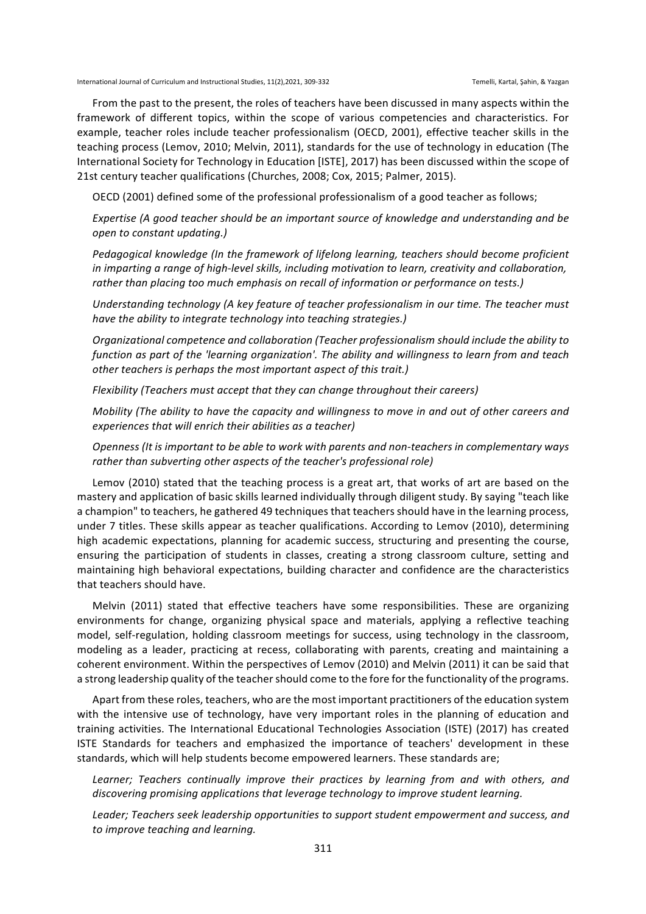From the past to the present, the roles of teachers have been discussed in many aspects within the framework of different topics, within the scope of various competencies and characteristics. For example, teacher roles include teacher professionalism (OECD, 2001), effective teacher skills in the teaching process (Lemov, 2010; Melvin, 2011), standards for the use of technology in education (The International Society for Technology in Education [ISTE], 2017) has been discussed within the scope of 21st century teacher qualifications (Churches, 2008; Cox, 2015; Palmer, 2015).

OECD (2001) defined some of the professional professionalism of a good teacher as follows;

*Expertise (A good teacher should be an important source of knowledge and understanding and be open to constant updating.)*

*Pedagogical knowledge (In the framework of lifelong learning, teachers should become proficient in imparting a range of high-level skills, including motivation to learn, creativity and collaboration, rather than placing too much emphasis on recall of information or performance on tests.)*

*Understanding technology (A key feature of teacher professionalism in our time. The teacher must have the ability to integrate technology into teaching strategies.)*

*Organizational competence and collaboration (Teacher professionalism should include the ability to function as part of the 'learning organization'. The ability and willingness to learn from and teach other teachers is perhaps the most important aspect of this trait.)*

*Flexibility (Teachers must accept that they can change throughout their careers)*

*Mobility (The ability to have the capacity and willingness to move in and out of other careers and experiences that will enrich their abilities as a teacher)*

*Openness (It is important to be able to work with parents and non-teachers in complementary ways rather than subverting other aspects of the teacher's professional role)*

Lemov (2010) stated that the teaching process is a great art, that works of art are based on the mastery and application of basic skills learned individually through diligent study. By saying "teach like a champion" to teachers, he gathered 49 techniques that teachers should have in the learning process, under 7 titles. These skills appear as teacher qualifications. According to Lemov (2010), determining high academic expectations, planning for academic success, structuring and presenting the course, ensuring the participation of students in classes, creating a strong classroom culture, setting and maintaining high behavioral expectations, building character and confidence are the characteristics that teachers should have.

Melvin (2011) stated that effective teachers have some responsibilities. These are organizing environments for change, organizing physical space and materials, applying a reflective teaching model, self-regulation, holding classroom meetings for success, using technology in the classroom, modeling as a leader, practicing at recess, collaborating with parents, creating and maintaining a coherent environment. Within the perspectives of Lemov (2010) and Melvin (2011) it can be said that a strong leadership quality of the teacher should come to the fore for the functionality of the programs.

Apart from these roles, teachers, who are the most important practitioners of the education system with the intensive use of technology, have very important roles in the planning of education and training activities. The International Educational Technologies Association (ISTE) (2017) has created ISTE Standards for teachers and emphasized the importance of teachers' development in these standards, which will help students become empowered learners. These standards are;

*Learner; Teachers continually improve their practices by learning from and with others, and discovering promising applications that leverage technology to improve student learning.*

*Leader; Teachers seek leadership opportunities to support student empowerment and success, and to improve teaching and learning.*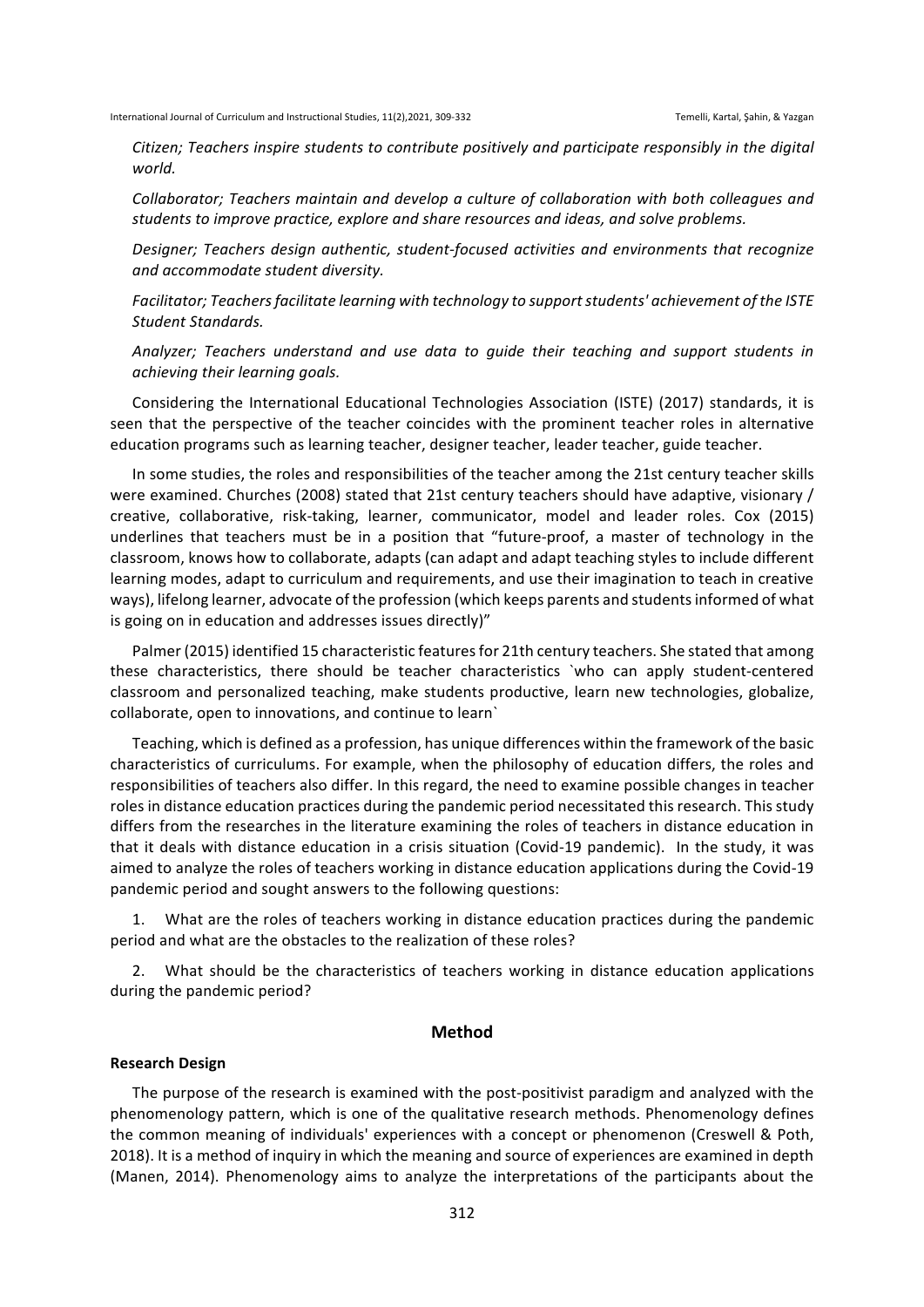*Citizen; Teachers inspire students to contribute positively and participate responsibly in the digital world.*

*Collaborator; Teachers maintain and develop a culture of collaboration with both colleagues and students to improve practice, explore and share resources and ideas, and solve problems.*

*Designer; Teachers design authentic, student-focused activities and environments that recognize and accommodate student diversity.*

*Facilitator; Teachers facilitate learning with technology to support students' achievement of the ISTE Student Standards.*

*Analyzer; Teachers understand and use data to guide their teaching and support students in achieving their learning goals.*

Considering the International Educational Technologies Association (ISTE) (2017) standards, it is seen that the perspective of the teacher coincides with the prominent teacher roles in alternative education programs such as learning teacher, designer teacher, leader teacher, guide teacher.

In some studies, the roles and responsibilities of the teacher among the 21st century teacher skills were examined. Churches (2008) stated that 21st century teachers should have adaptive, visionary / creative, collaborative, risk-taking, learner, communicator, model and leader roles. Cox (2015) underlines that teachers must be in a position that "future-proof, a master of technology in the classroom, knows how to collaborate, adapts (can adapt and adapt teaching styles to include different learning modes, adapt to curriculum and requirements, and use their imagination to teach in creative ways), lifelong learner, advocate of the profession (which keeps parents and students informed of what is going on in education and addresses issues directly)"

Palmer (2015) identified 15 characteristic features for 21th century teachers. She stated that among these characteristics, there should be teacher characteristics `who can apply student-centered classroom and personalized teaching, make students productive, learn new technologies, globalize, collaborate, open to innovations, and continue to learn`

Teaching, which is defined as a profession, has unique differences within the framework of the basic characteristics of curriculums. For example, when the philosophy of education differs, the roles and responsibilities of teachers also differ. In this regard, the need to examine possible changes in teacher roles in distance education practices during the pandemic period necessitated this research. This study differs from the researches in the literature examining the roles of teachers in distance education in that it deals with distance education in a crisis situation (Covid-19 pandemic). In the study, it was aimed to analyze the roles of teachers working in distance education applications during the Covid-19 pandemic period and sought answers to the following questions:

1. What are the roles of teachers working in distance education practices during the pandemic period and what are the obstacles to the realization of these roles?

2. What should be the characteristics of teachers working in distance education applications during the pandemic period?

## Method

### Research Design

The purpose of the research is examined with the post-positivist paradigm and analyzed with the phenomenology pattern, which is one of the qualitative research methods. Phenomenology defines the common meaning of individuals' experiences with a concept or phenomenon (Creswell & Poth, 2018). It is a method of inquiry in which the meaning and source of experiences are examined in depth (Manen, 2014). Phenomenology aims to analyze the interpretations of the participants about the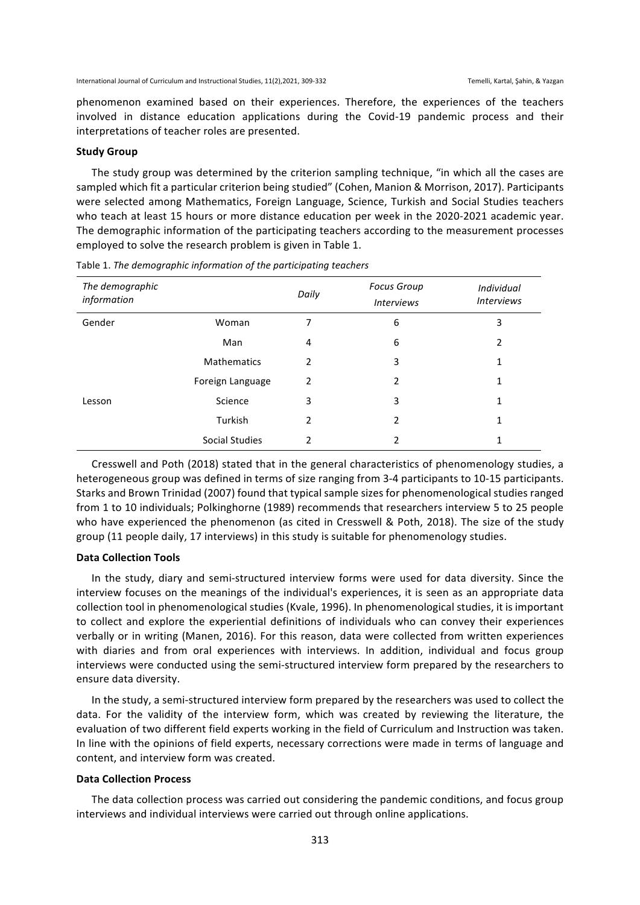phenomenon examined based on their experiences. Therefore, the experiences of the teachers involved in distance education applications during the Covid-19 pandemic process and their interpretations of teacher roles are presented.

### Study Group

The study group was determined by the criterion sampling technique, "in which all the cases are sampled which fit a particular criterion being studied" (Cohen, Manion & Morrison, 2017). Participants were selected among Mathematics, Foreign Language, Science, Turkish and Social Studies teachers who teach at least 15 hours or more distance education per week in the 2020-2021 academic year. The demographic information of the participating teachers according to the measurement processes employed to solve the research problem is given in Table 1.

Table 1. *The demographic information of the participating teachers*

| *The demographic information* | | *Daily* | *Focus Group Interviews* | *Individual Interviews* |
|---|---|---|---|---|
| Gender | Woman | 7 | 6 | 3 |
| | Man | 4 | 6 | 2 |
| Lesson | Mathematics | 2 | 3 | 1 |
| | Foreign Language | 2 | 2 | 1 |
| | Science | 3 | 3 | 1 |
| | Turkish | 2 | 2 | 1 |
| | Social Studies | 2 | 2 | 1 |

Cresswell and Poth (2018) stated that in the general characteristics of phenomenology studies, a heterogeneous group was defined in terms of size ranging from 3-4 participants to 10-15 participants. Starks and Brown Trinidad (2007) found that typical sample sizes for phenomenological studies ranged from 1 to 10 individuals; Polkinghorne (1989) recommends that researchers interview 5 to 25 people who have experienced the phenomenon (as cited in Cresswell & Poth, 2018). The size of the study group (11 people daily, 17 interviews) in this study is suitable for phenomenology studies.

### Data Collection Tools

In the study, diary and semi-structured interview forms were used for data diversity. Since the interview focuses on the meanings of the individual's experiences, it is seen as an appropriate data collection tool in phenomenological studies (Kvale, 1996). In phenomenological studies, it is important to collect and explore the experiential definitions of individuals who can convey their experiences verbally or in writing (Manen, 2016). For this reason, data were collected from written experiences with diaries and from oral experiences with interviews. In addition, individual and focus group interviews were conducted using the semi-structured interview form prepared by the researchers to ensure data diversity.

In the study, a semi-structured interview form prepared by the researchers was used to collect the data. For the validity of the interview form, which was created by reviewing the literature, the evaluation of two different field experts working in the field of Curriculum and Instruction was taken. In line with the opinions of field experts, necessary corrections were made in terms of language and content, and interview form was created.

### Data Collection Process

The data collection process was carried out considering the pandemic conditions, and focus group interviews and individual interviews were carried out through online applications.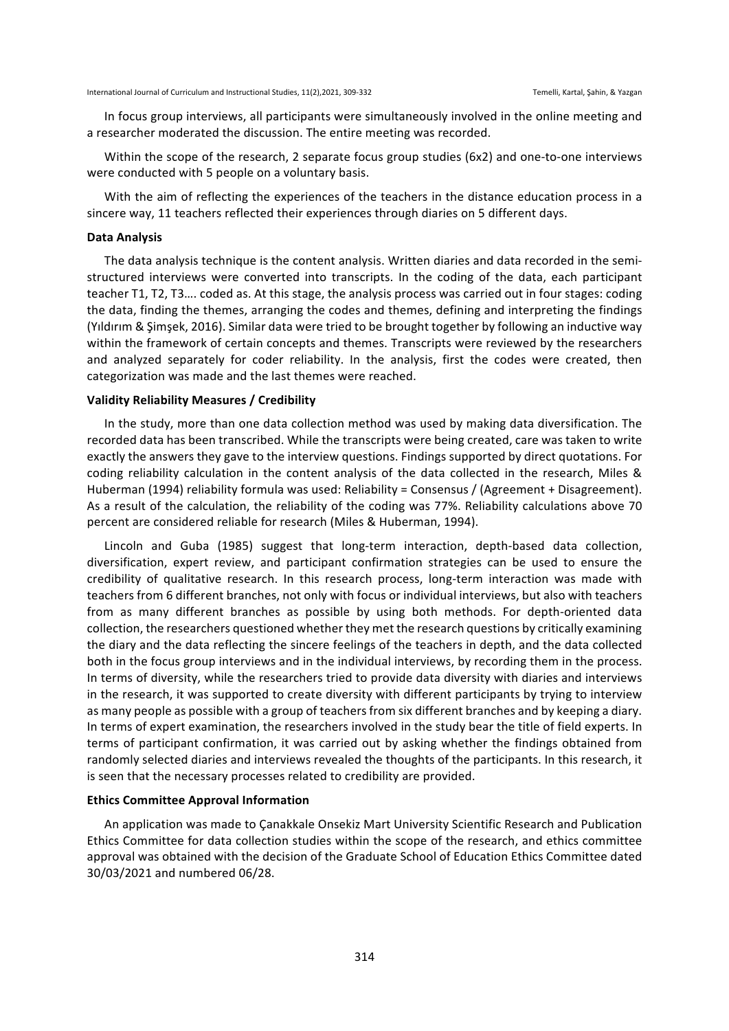In focus group interviews, all participants were simultaneously involved in the online meeting and a researcher moderated the discussion. The entire meeting was recorded.

Within the scope of the research, 2 separate focus group studies (6x2) and one-to-one interviews were conducted with 5 people on a voluntary basis.

With the aim of reflecting the experiences of the teachers in the distance education process in a sincere way, 11 teachers reflected their experiences through diaries on 5 different days.

### Data Analysis

The data analysis technique is the content analysis. Written diaries and data recorded in the semi-structured interviews were converted into transcripts. In the coding of the data, each participant teacher T1, T2, T3…. coded as. At this stage, the analysis process was carried out in four stages: coding the data, finding the themes, arranging the codes and themes, defining and interpreting the findings (Yıldırım & Şimşek, 2016). Similar data were tried to be brought together by following an inductive way within the framework of certain concepts and themes. Transcripts were reviewed by the researchers and analyzed separately for coder reliability. In the analysis, first the codes were created, then categorization was made and the last themes were reached.

### Validity Reliability Measures / Credibility

In the study, more than one data collection method was used by making data diversification. The recorded data has been transcribed. While the transcripts were being created, care was taken to write exactly the answers they gave to the interview questions. Findings supported by direct quotations. For coding reliability calculation in the content analysis of the data collected in the research, Miles & Huberman (1994) reliability formula was used: Reliability = Consensus / (Agreement + Disagreement). As a result of the calculation, the reliability of the coding was 77%. Reliability calculations above 70 percent are considered reliable for research (Miles & Huberman, 1994).

Lincoln and Guba (1985) suggest that long-term interaction, depth-based data collection, diversification, expert review, and participant confirmation strategies can be used to ensure the credibility of qualitative research. In this research process, long-term interaction was made with teachers from 6 different branches, not only with focus or individual interviews, but also with teachers from as many different branches as possible by using both methods. For depth-oriented data collection, the researchers questioned whether they met the research questions by critically examining the diary and the data reflecting the sincere feelings of the teachers in depth, and the data collected both in the focus group interviews and in the individual interviews, by recording them in the process. In terms of diversity, while the researchers tried to provide data diversity with diaries and interviews in the research, it was supported to create diversity with different participants by trying to interview as many people as possible with a group of teachers from six different branches and by keeping a diary. In terms of expert examination, the researchers involved in the study bear the title of field experts. In terms of participant confirmation, it was carried out by asking whether the findings obtained from randomly selected diaries and interviews revealed the thoughts of the participants. In this research, it is seen that the necessary processes related to credibility are provided.

### Ethics Committee Approval Information

An application was made to Çanakkale Onsekiz Mart University Scientific Research and Publication Ethics Committee for data collection studies within the scope of the research, and ethics committee approval was obtained with the decision of the Graduate School of Education Ethics Committee dated 30/03/2021 and numbered 06/28.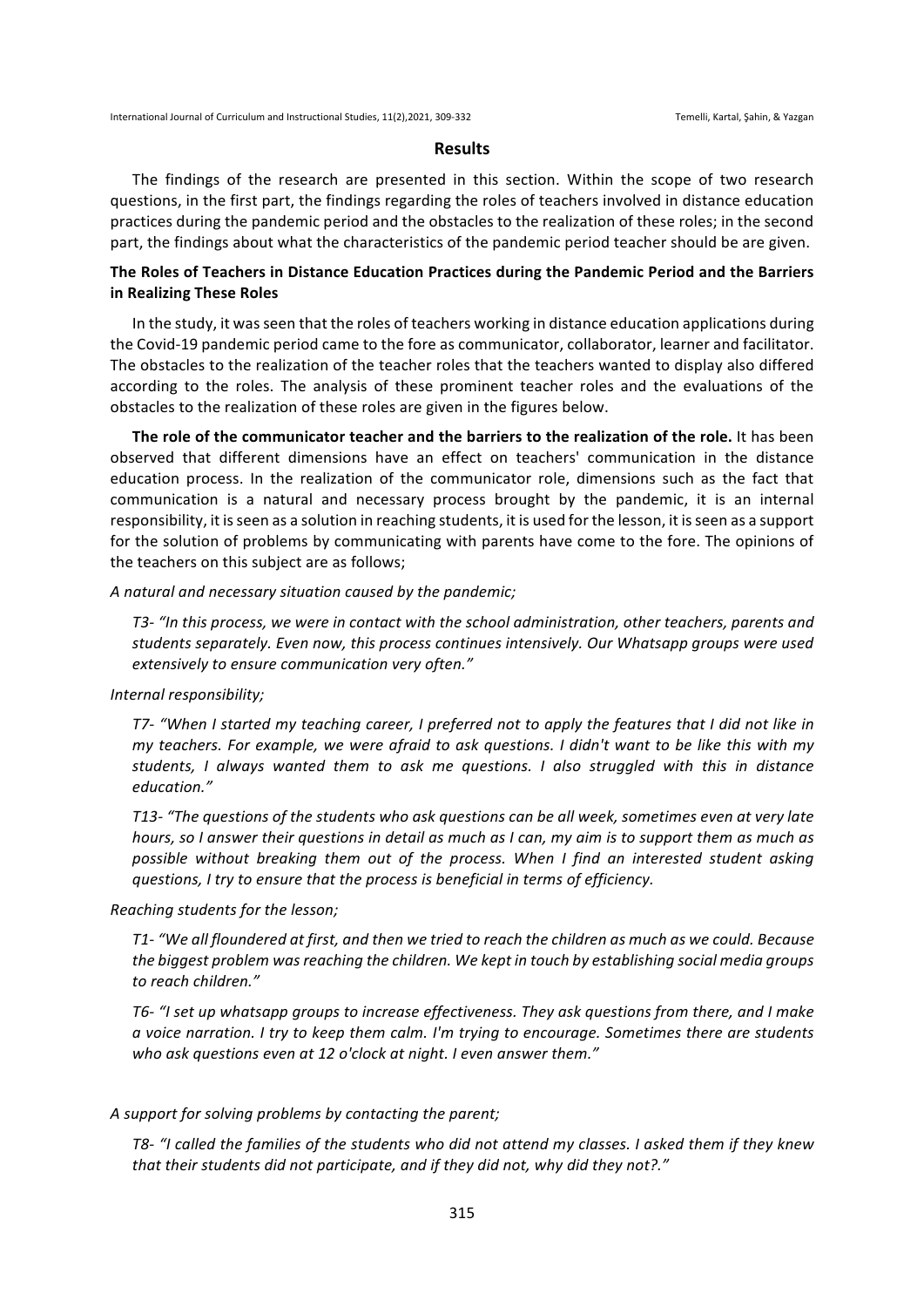## Results

The findings of the research are presented in this section. Within the scope of two research questions, in the first part, the findings regarding the roles of teachers involved in distance education practices during the pandemic period and the obstacles to the realization of these roles; in the second part, the findings about what the characteristics of the pandemic period teacher should be are given.

### The Roles of Teachers in Distance Education Practices during the Pandemic Period and the Barriers in Realizing These Roles

In the study, it was seen that the roles of teachers working in distance education applications during the Covid-19 pandemic period came to the fore as communicator, collaborator, learner and facilitator. The obstacles to the realization of the teacher roles that the teachers wanted to display also differed according to the roles. The analysis of these prominent teacher roles and the evaluations of the obstacles to the realization of these roles are given in the figures below.

**The role of the communicator teacher and the barriers to the realization of the role.** It has been observed that different dimensions have an effect on teachers' communication in the distance education process. In the realization of the communicator role, dimensions such as the fact that communication is a natural and necessary process brought by the pandemic, it is an internal responsibility, it is seen as a solution in reaching students, it is used for the lesson, it is seen as a support for the solution of problems by communicating with parents have come to the fore. The opinions of the teachers on this subject are as follows;

*A natural and necessary situation caused by the pandemic;*

*T3- "In this process, we were in contact with the school administration, other teachers, parents and students separately. Even now, this process continues intensively. Our Whatsapp groups were used extensively to ensure communication very often."*

*Internal responsibility;*

*T7- "When I started my teaching career, I preferred not to apply the features that I did not like in my teachers. For example, we were afraid to ask questions. I didn't want to be like this with my students, I always wanted them to ask me questions. I also struggled with this in distance education."*

*T13- "The questions of the students who ask questions can be all week, sometimes even at very late hours, so I answer their questions in detail as much as I can, my aim is to support them as much as possible without breaking them out of the process. When I find an interested student asking questions, I try to ensure that the process is beneficial in terms of efficiency.*

*Reaching students for the lesson;*

*T1- "We all floundered at first, and then we tried to reach the children as much as we could. Because the biggest problem was reaching the children. We kept in touch by establishing social media groups to reach children."*

*T6- "I set up whatsapp groups to increase effectiveness. They ask questions from there, and I make a voice narration. I try to keep them calm. I'm trying to encourage. Sometimes there are students who ask questions even at 12 o'clock at night. I even answer them."*

*A support for solving problems by contacting the parent;*

*T8- "I called the families of the students who did not attend my classes. I asked them if they knew that their students did not participate, and if they did not, why did they not?."*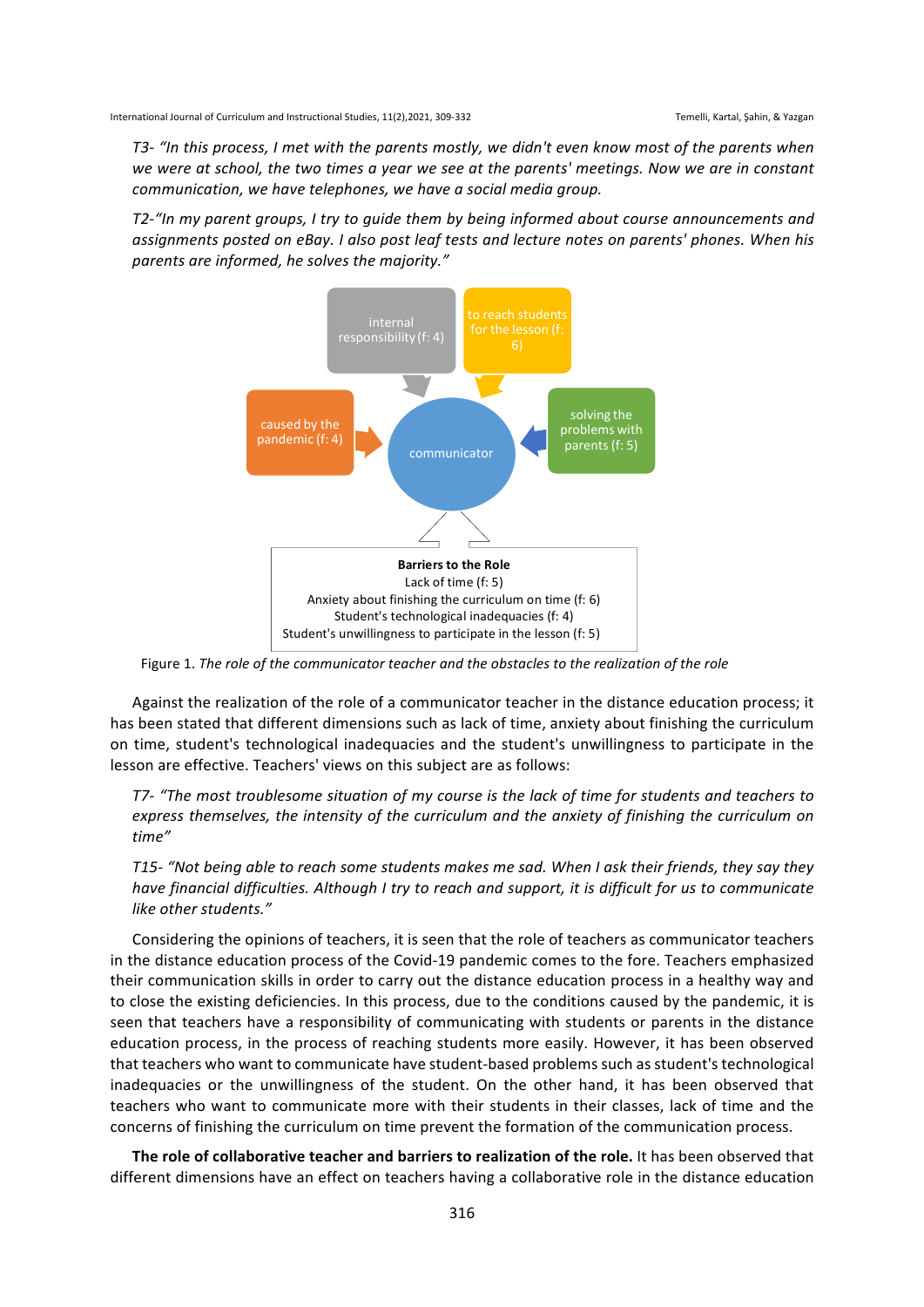*T3- "In this process, I met with the parents mostly, we didn't even know most of the parents when we were at school, the two times a year we see at the parents' meetings. Now we are in constant communication, we have telephones, we have a social media group.*

*T2-"In my parent groups, I try to guide them by being informed about course announcements and assignments posted on eBay. I also post leaf tests and lecture notes on parents' phones. When his parents are informed, he solves the majority."*

internal responsibility (f: 4)

to reach students for the lesson (f: 6)

caused by the pandemic (f: 4)

communicator

solving the problems with parents (f: 5)

**Barriers to the Role**
Lack of time (f: 5)
Anxiety about finishing the curriculum on time (f: 6)
Student's technological inadequacies (f: 4)
Student's unwillingness to participate in the lesson (f: 5)

Figure 1. *The role of the communicator teacher and the obstacles to the realization of the role*

Against the realization of the role of a communicator teacher in the distance education process; it has been stated that different dimensions such as lack of time, anxiety about finishing the curriculum on time, student's technological inadequacies and the student's unwillingness to participate in the lesson are effective. Teachers' views on this subject are as follows:

*T7- "The most troublesome situation of my course is the lack of time for students and teachers to express themselves, the intensity of the curriculum and the anxiety of finishing the curriculum on time"*

*T15- "Not being able to reach some students makes me sad. When I ask their friends, they say they have financial difficulties. Although I try to reach and support, it is difficult for us to communicate like other students."*

Considering the opinions of teachers, it is seen that the role of teachers as communicator teachers in the distance education process of the Covid-19 pandemic comes to the fore. Teachers emphasized their communication skills in order to carry out the distance education process in a healthy way and to close the existing deficiencies. In this process, due to the conditions caused by the pandemic, it is seen that teachers have a responsibility of communicating with students or parents in the distance education process, in the process of reaching students more easily. However, it has been observed that teachers who want to communicate have student-based problems such as student's technological inadequacies or the unwillingness of the student. On the other hand, it has been observed that teachers who want to communicate more with their students in their classes, lack of time and the concerns of finishing the curriculum on time prevent the formation of the communication process.

**The role of collaborative teacher and barriers to realization of the role.** It has been observed that different dimensions have an effect on teachers having a collaborative role in the distance education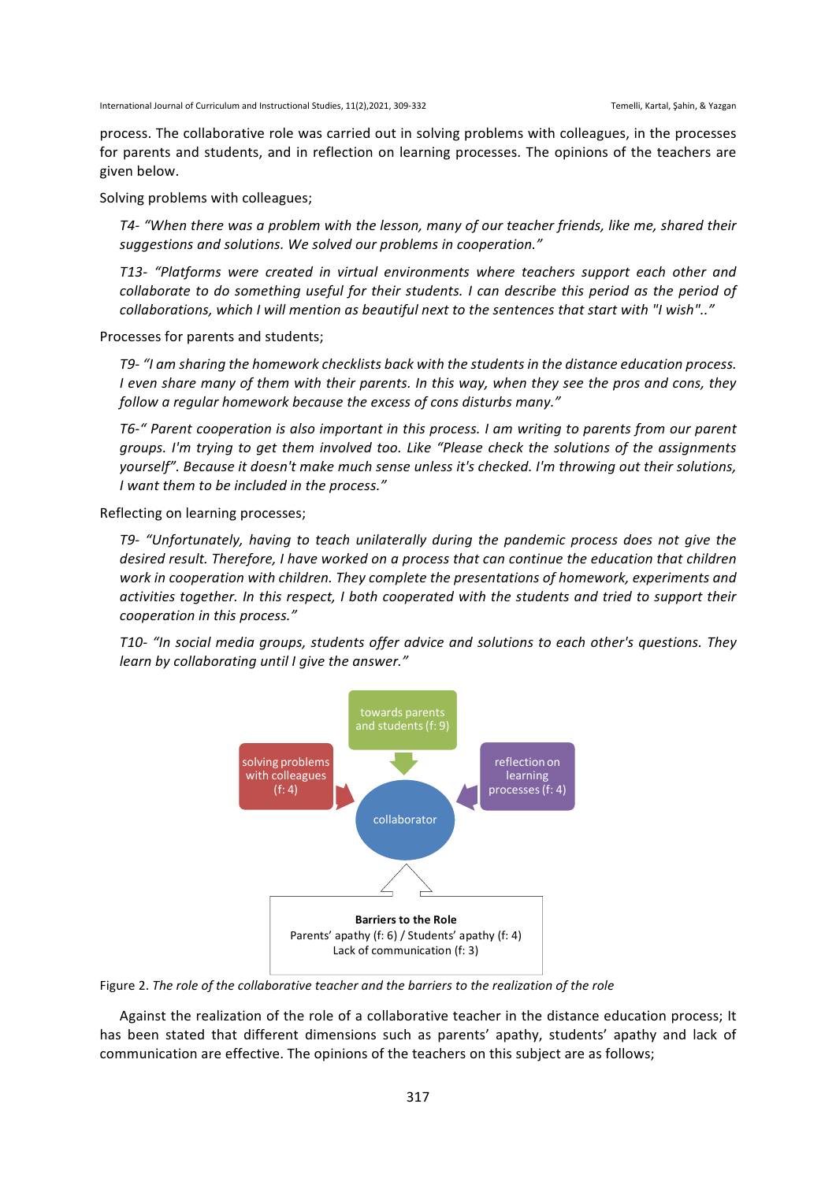process. The collaborative role was carried out in solving problems with colleagues, in the processes for parents and students, and in reflection on learning processes. The opinions of the teachers are given below.

Solving problems with colleagues;

> *T4- "When there was a problem with the lesson, many of our teacher friends, like me, shared their suggestions and solutions. We solved our problems in cooperation."*

> *T13- "Platforms were created in virtual environments where teachers support each other and collaborate to do something useful for their students. I can describe this period as the period of collaborations, which I will mention as beautiful next to the sentences that start with "I wish".."*

Processes for parents and students;

> *T9- "I am sharing the homework checklists back with the students in the distance education process. I even share many of them with their parents. In this way, when they see the pros and cons, they follow a regular homework because the excess of cons disturbs many."*

> *T6-" Parent cooperation is also important in this process. I am writing to parents from our parent groups. I'm trying to get them involved too. Like "Please check the solutions of the assignments yourself". Because it doesn't make much sense unless it's checked. I'm throwing out their solutions, I want them to be included in the process."*

Reflecting on learning processes;

> *T9- "Unfortunately, having to teach unilaterally during the pandemic process does not give the desired result. Therefore, I have worked on a process that can continue the education that children work in cooperation with children. They complete the presentations of homework, experiments and activities together. In this respect, I both cooperated with the students and tried to support their cooperation in this process."*

> *T10- "In social media groups, students offer advice and solutions to each other's questions. They learn by collaborating until I give the answer."*

towards parents and students (f: 9)

solving problems with colleagues (f: 4)

collaborator

reflection on learning processes (f: 4)

**Barriers to the Role**
Parents' apathy (f: 6) / Students' apathy (f: 4)
Lack of communication (f: 3)

Figure 2. *The role of the collaborative teacher and the barriers to the realization of the role*

Against the realization of the role of a collaborative teacher in the distance education process; It has been stated that different dimensions such as parents' apathy, students' apathy and lack of communication are effective. The opinions of the teachers on this subject are as follows;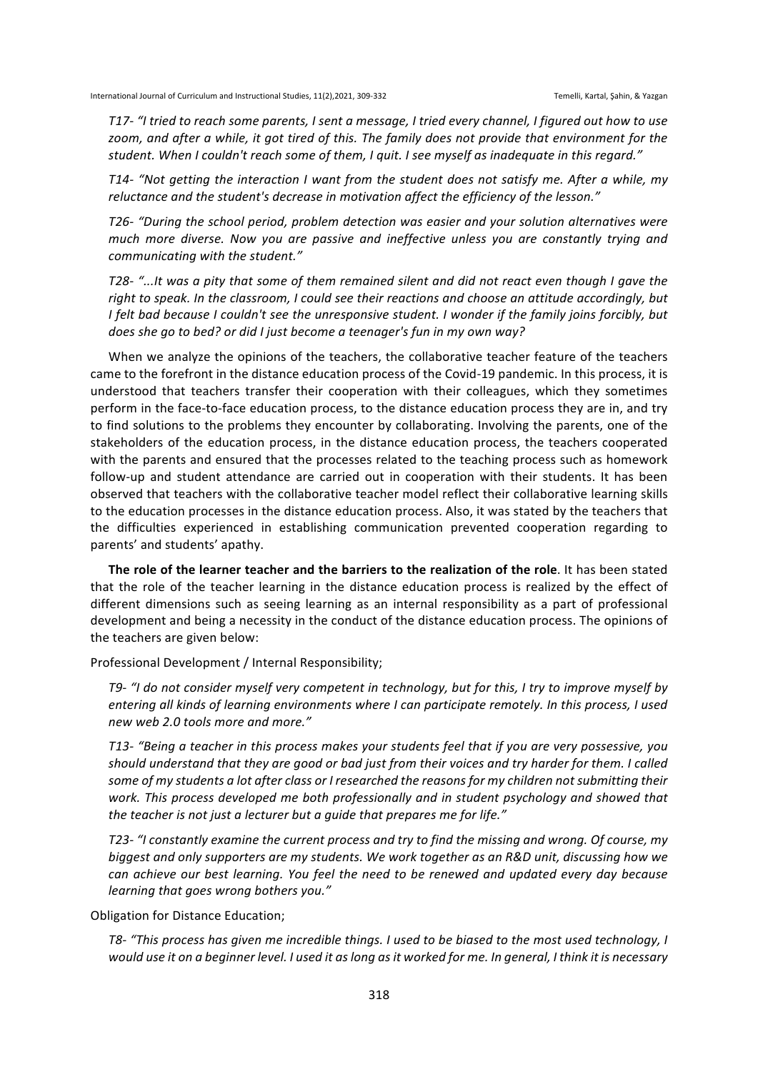*T17- "I tried to reach some parents, I sent a message, I tried every channel, I figured out how to use zoom, and after a while, it got tired of this. The family does not provide that environment for the student. When I couldn't reach some of them, I quit. I see myself as inadequate in this regard."*

*T14- "Not getting the interaction I want from the student does not satisfy me. After a while, my reluctance and the student's decrease in motivation affect the efficiency of the lesson."*

*T26- "During the school period, problem detection was easier and your solution alternatives were much more diverse. Now you are passive and ineffective unless you are constantly trying and communicating with the student."*

*T28- "...It was a pity that some of them remained silent and did not react even though I gave the right to speak. In the classroom, I could see their reactions and choose an attitude accordingly, but I felt bad because I couldn't see the unresponsive student. I wonder if the family joins forcibly, but does she go to bed? or did I just become a teenager's fun in my own way?*

When we analyze the opinions of the teachers, the collaborative teacher feature of the teachers came to the forefront in the distance education process of the Covid-19 pandemic. In this process, it is understood that teachers transfer their cooperation with their colleagues, which they sometimes perform in the face-to-face education process, to the distance education process they are in, and try to find solutions to the problems they encounter by collaborating. Involving the parents, one of the stakeholders of the education process, in the distance education process, the teachers cooperated with the parents and ensured that the processes related to the teaching process such as homework follow-up and student attendance are carried out in cooperation with their students. It has been observed that teachers with the collaborative teacher model reflect their collaborative learning skills to the education processes in the distance education process. Also, it was stated by the teachers that the difficulties experienced in establishing communication prevented cooperation regarding to parents' and students' apathy.

**The role of the learner teacher and the barriers to the realization of the role**. It has been stated that the role of the teacher learning in the distance education process is realized by the effect of different dimensions such as seeing learning as an internal responsibility as a part of professional development and being a necessity in the conduct of the distance education process. The opinions of the teachers are given below:

Professional Development / Internal Responsibility;

*T9- "I do not consider myself very competent in technology, but for this, I try to improve myself by entering all kinds of learning environments where I can participate remotely. In this process, I used new web 2.0 tools more and more."*

*T13- "Being a teacher in this process makes your students feel that if you are very possessive, you should understand that they are good or bad just from their voices and try harder for them. I called some of my students a lot after class or I researched the reasons for my children not submitting their work. This process developed me both professionally and in student psychology and showed that the teacher is not just a lecturer but a guide that prepares me for life."*

*T23- "I constantly examine the current process and try to find the missing and wrong. Of course, my biggest and only supporters are my students. We work together as an R&D unit, discussing how we can achieve our best learning. You feel the need to be renewed and updated every day because learning that goes wrong bothers you."*

Obligation for Distance Education;

*T8- "This process has given me incredible things. I used to be biased to the most used technology, I would use it on a beginner level. I used it as long as it worked for me. In general, I think it is necessary*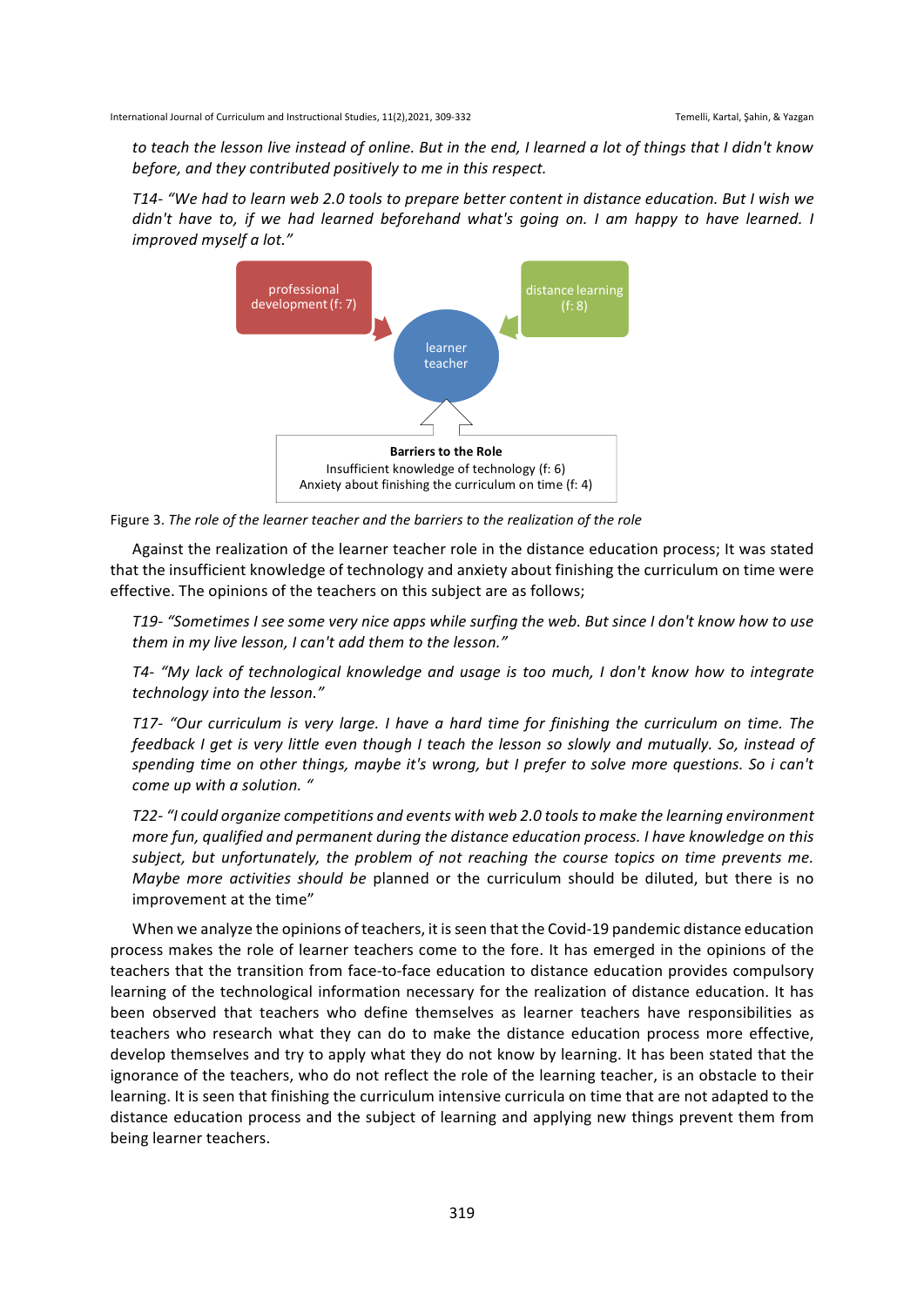*to teach the lesson live instead of online. But in the end, I learned a lot of things that I didn't know before, and they contributed positively to me in this respect.*

*T14- "We had to learn web 2.0 tools to prepare better content in distance education. But I wish we didn't have to, if we had learned beforehand what's going on. I am happy to have learned. I improved myself a lot."*

professional development (f: 7)

distance learning (f: 8)

learner teacher

**Barriers to the Role**
Insufficient knowledge of technology (f: 6)
Anxiety about finishing the curriculum on time (f: 4)

Figure 3. *The role of the learner teacher and the barriers to the realization of the role*

Against the realization of the learner teacher role in the distance education process; It was stated that the insufficient knowledge of technology and anxiety about finishing the curriculum on time were effective. The opinions of the teachers on this subject are as follows;

*T19- "Sometimes I see some very nice apps while surfing the web. But since I don't know how to use them in my live lesson, I can't add them to the lesson."*

*T4- "My lack of technological knowledge and usage is too much, I don't know how to integrate technology into the lesson."*

*T17- "Our curriculum is very large. I have a hard time for finishing the curriculum on time. The feedback I get is very little even though I teach the lesson so slowly and mutually. So, instead of spending time on other things, maybe it's wrong, but I prefer to solve more questions. So i can't come up with a solution. "*

*T22- "I could organize competitions and events with web 2.0 tools to make the learning environment more fun, qualified and permanent during the distance education process. I have knowledge on this subject, but unfortunately, the problem of not reaching the course topics on time prevents me. Maybe more activities should be* planned or the curriculum should be diluted, but there is no improvement at the time"

When we analyze the opinions of teachers, it is seen that the Covid-19 pandemic distance education process makes the role of learner teachers come to the fore. It has emerged in the opinions of the teachers that the transition from face-to-face education to distance education provides compulsory learning of the technological information necessary for the realization of distance education. It has been observed that teachers who define themselves as learner teachers have responsibilities as teachers who research what they can do to make the distance education process more effective, develop themselves and try to apply what they do not know by learning. It has been stated that the ignorance of the teachers, who do not reflect the role of the learning teacher, is an obstacle to their learning. It is seen that finishing the curriculum intensive curricula on time that are not adapted to the distance education process and the subject of learning and applying new things prevent them from being learner teachers.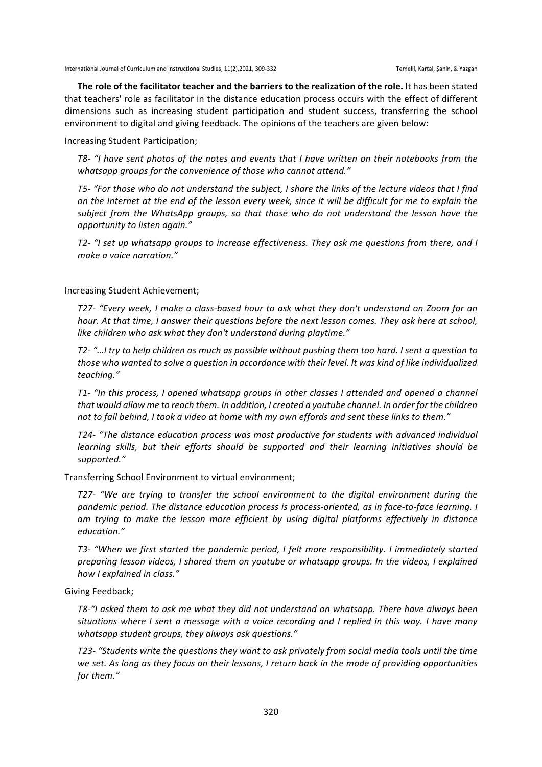**The role of the facilitator teacher and the barriers to the realization of the role.** It has been stated that teachers' role as facilitator in the distance education process occurs with the effect of different dimensions such as increasing student participation and student success, transferring the school environment to digital and giving feedback. The opinions of the teachers are given below:

Increasing Student Participation;

> *T8- "I have sent photos of the notes and events that I have written on their notebooks from the whatsapp groups for the convenience of those who cannot attend."*
>
> *T5- "For those who do not understand the subject, I share the links of the lecture videos that I find on the Internet at the end of the lesson every week, since it will be difficult for me to explain the subject from the WhatsApp groups, so that those who do not understand the lesson have the opportunity to listen again."*
>
> *T2- "I set up whatsapp groups to increase effectiveness. They ask me questions from there, and I make a voice narration."*

Increasing Student Achievement;

> *T27- "Every week, I make a class-based hour to ask what they don't understand on Zoom for an hour. At that time, I answer their questions before the next lesson comes. They ask here at school, like children who ask what they don't understand during playtime."*
>
> *T2- "…I try to help children as much as possible without pushing them too hard. I sent a question to those who wanted to solve a question in accordance with their level. It was kind of like individualized teaching."*
>
> *T1- "In this process, I opened whatsapp groups in other classes I attended and opened a channel that would allow me to reach them. In addition, I created a youtube channel. In order for the children not to fall behind, I took a video at home with my own effords and sent these links to them."*
>
> *T24- "The distance education process was most productive for students with advanced individual learning skills, but their efforts should be supported and their learning initiatives should be supported."*

Transferring School Environment to virtual environment;

> *T27- "We are trying to transfer the school environment to the digital environment during the pandemic period. The distance education process is process-oriented, as in face-to-face learning. I am trying to make the lesson more efficient by using digital platforms effectively in distance education."*
>
> *T3- "When we first started the pandemic period, I felt more responsibility. I immediately started preparing lesson videos, I shared them on youtube or whatsapp groups. In the videos, I explained how I explained in class."*

Giving Feedback;

> *T8-"I asked them to ask me what they did not understand on whatsapp. There have always been situations where I sent a message with a voice recording and I replied in this way. I have many whatsapp student groups, they always ask questions."*
>
> *T23- "Students write the questions they want to ask privately from social media tools until the time we set. As long as they focus on their lessons, I return back in the mode of providing opportunities for them."*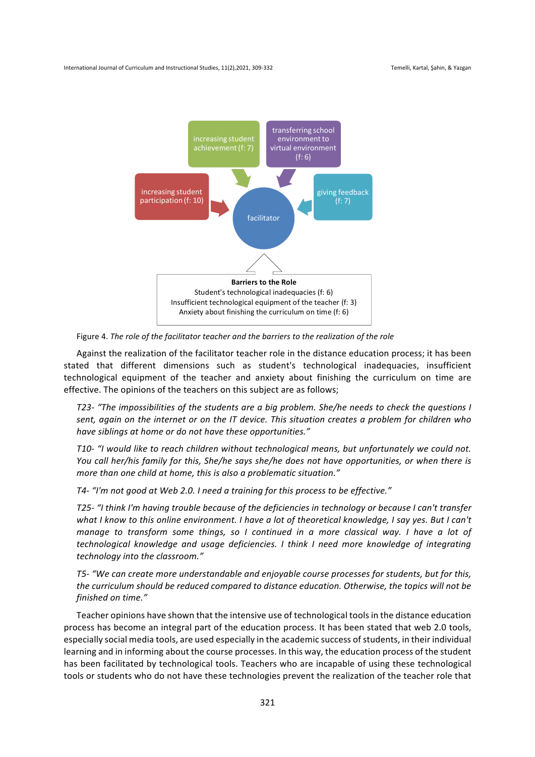increasing student achievement (f: 7)

transferring school environment to virtual environment (f: 6)

increasing student participation (f: 10)

giving feedback (f: 7)

facilitator

**Barriers to the Role**
Student's technological inadequacies (f: 6)
Insufficient technological equipment of the teacher (f: 3)
Anxiety about finishing the curriculum on time (f: 6)

Figure 4. *The role of the facilitator teacher and the barriers to the realization of the role*

Against the realization of the facilitator teacher role in the distance education process; it has been stated that different dimensions such as student's technological inadequacies, insufficient technological equipment of the teacher and anxiety about finishing the curriculum on time are effective. The opinions of the teachers on this subject are as follows;

*T23- "The impossibilities of the students are a big problem. She/he needs to check the questions I sent, again on the internet or on the IT device. This situation creates a problem for children who have siblings at home or do not have these opportunities."*

*T10- "I would like to reach children without technological means, but unfortunately we could not. You call her/his family for this, She/he says she/he does not have opportunities, or when there is more than one child at home, this is also a problematic situation."*

*T4- "I'm not good at Web 2.0. I need a training for this process to be effective."*

*T25- "I think I'm having trouble because of the deficiencies in technology or because I can't transfer what I know to this online environment. I have a lot of theoretical knowledge, I say yes. But I can't manage to transform some things, so I continued in a more classical way. I have a lot of technological knowledge and usage deficiencies. I think I need more knowledge of integrating technology into the classroom."*

*T5- "We can create more understandable and enjoyable course processes for students, but for this, the curriculum should be reduced compared to distance education. Otherwise, the topics will not be finished on time."*

Teacher opinions have shown that the intensive use of technological tools in the distance education process has become an integral part of the education process. It has been stated that web 2.0 tools, especially social media tools, are used especially in the academic success of students, in their individual learning and in informing about the course processes. In this way, the education process of the student has been facilitated by technological tools. Teachers who are incapable of using these technological tools or students who do not have these technologies prevent the realization of the teacher role that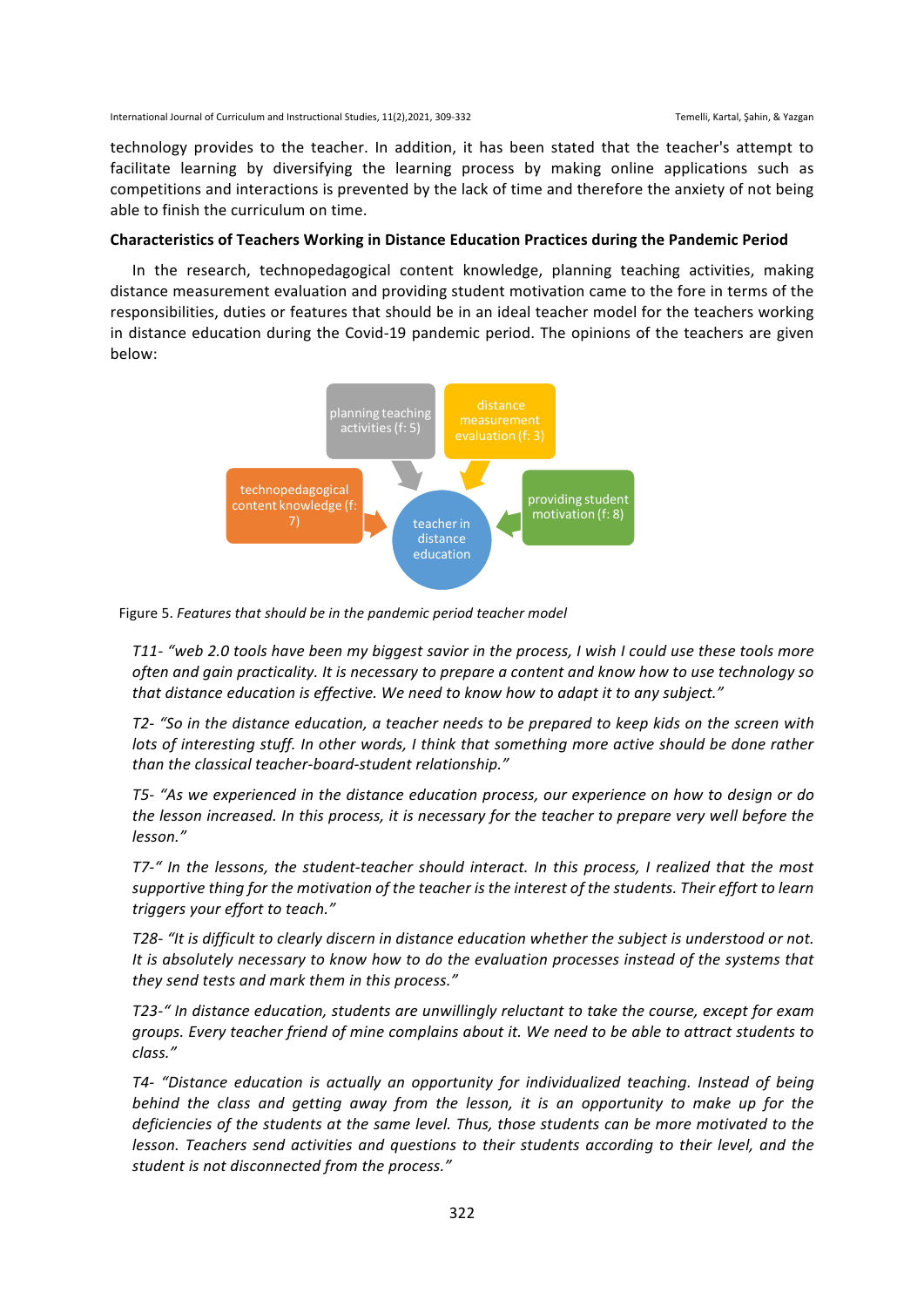technology provides to the teacher. In addition, it has been stated that the teacher's attempt to facilitate learning by diversifying the learning process by making online applications such as competitions and interactions is prevented by the lack of time and therefore the anxiety of not being able to finish the curriculum on time.

**Characteristics of Teachers Working in Distance Education Practices during the Pandemic Period**

In the research, technopedagogical content knowledge, planning teaching activities, making distance measurement evaluation and providing student motivation came to the fore in terms of the responsibilities, duties or features that should be in an ideal teacher model for the teachers working in distance education during the Covid-19 pandemic period. The opinions of the teachers are given below:

planning teaching activities (f: 5)

distance measurement evaluation (f: 3)

technopedagogical content knowledge (f: 7)

teacher in distance education

providing student motivation (f: 8)

Figure 5. *Features that should be in the pandemic period teacher model*

*T11- "web 2.0 tools have been my biggest savior in the process, I wish I could use these tools more often and gain practicality. It is necessary to prepare a content and know how to use technology so that distance education is effective. We need to know how to adapt it to any subject."*

*T2- "So in the distance education, a teacher needs to be prepared to keep kids on the screen with lots of interesting stuff. In other words, I think that something more active should be done rather than the classical teacher-board-student relationship."*

*T5- "As we experienced in the distance education process, our experience on how to design or do the lesson increased. In this process, it is necessary for the teacher to prepare very well before the lesson."*

*T7-" In the lessons, the student-teacher should interact. In this process, I realized that the most supportive thing for the motivation of the teacher is the interest of the students. Their effort to learn triggers your effort to teach."*

*T28- "It is difficult to clearly discern in distance education whether the subject is understood or not. It is absolutely necessary to know how to do the evaluation processes instead of the systems that they send tests and mark them in this process."*

*T23-" In distance education, students are unwillingly reluctant to take the course, except for exam groups. Every teacher friend of mine complains about it. We need to be able to attract students to class."*

*T4- "Distance education is actually an opportunity for individualized teaching. Instead of being behind the class and getting away from the lesson, it is an opportunity to make up for the deficiencies of the students at the same level. Thus, those students can be more motivated to the lesson. Teachers send activities and questions to their students according to their level, and the student is not disconnected from the process."*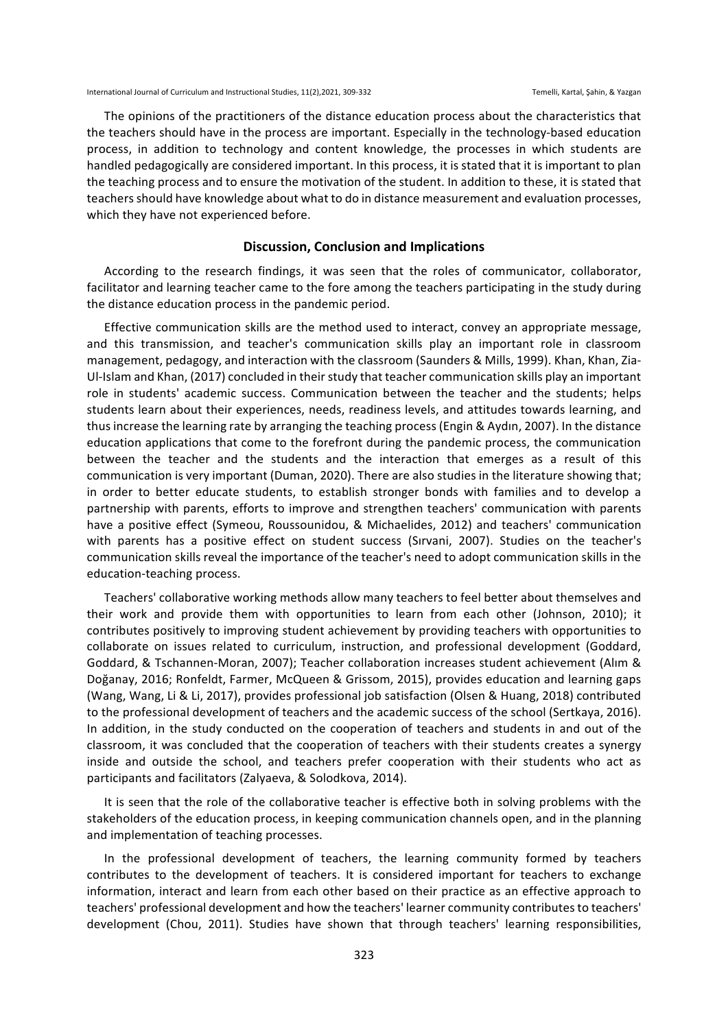The opinions of the practitioners of the distance education process about the characteristics that the teachers should have in the process are important. Especially in the technology-based education process, in addition to technology and content knowledge, the processes in which students are handled pedagogically are considered important. In this process, it is stated that it is important to plan the teaching process and to ensure the motivation of the student. In addition to these, it is stated that teachers should have knowledge about what to do in distance measurement and evaluation processes, which they have not experienced before.

## Discussion, Conclusion and Implications

According to the research findings, it was seen that the roles of communicator, collaborator, facilitator and learning teacher came to the fore among the teachers participating in the study during the distance education process in the pandemic period.

Effective communication skills are the method used to interact, convey an appropriate message, and this transmission, and teacher's communication skills play an important role in classroom management, pedagogy, and interaction with the classroom (Saunders & Mills, 1999). Khan, Khan, Zia-Ul-Islam and Khan, (2017) concluded in their study that teacher communication skills play an important role in students' academic success. Communication between the teacher and the students; helps students learn about their experiences, needs, readiness levels, and attitudes towards learning, and thus increase the learning rate by arranging the teaching process (Engin & Aydın, 2007). In the distance education applications that come to the forefront during the pandemic process, the communication between the teacher and the students and the interaction that emerges as a result of this communication is very important (Duman, 2020). There are also studies in the literature showing that; in order to better educate students, to establish stronger bonds with families and to develop a partnership with parents, efforts to improve and strengthen teachers' communication with parents have a positive effect (Symeou, Roussounidou, & Michaelides, 2012) and teachers' communication with parents has a positive effect on student success (Sırvani, 2007). Studies on the teacher's communication skills reveal the importance of the teacher's need to adopt communication skills in the education-teaching process.

Teachers' collaborative working methods allow many teachers to feel better about themselves and their work and provide them with opportunities to learn from each other (Johnson, 2010); it contributes positively to improving student achievement by providing teachers with opportunities to collaborate on issues related to curriculum, instruction, and professional development (Goddard, Goddard, & Tschannen-Moran, 2007); Teacher collaboration increases student achievement (Alım & Doğanay, 2016; Ronfeldt, Farmer, McQueen & Grissom, 2015), provides education and learning gaps (Wang, Wang, Li & Li, 2017), provides professional job satisfaction (Olsen & Huang, 2018) contributed to the professional development of teachers and the academic success of the school (Sertkaya, 2016). In addition, in the study conducted on the cooperation of teachers and students in and out of the classroom, it was concluded that the cooperation of teachers with their students creates a synergy inside and outside the school, and teachers prefer cooperation with their students who act as participants and facilitators (Zalyaeva, & Solodkova, 2014).

It is seen that the role of the collaborative teacher is effective both in solving problems with the stakeholders of the education process, in keeping communication channels open, and in the planning and implementation of teaching processes.

In the professional development of teachers, the learning community formed by teachers contributes to the development of teachers. It is considered important for teachers to exchange information, interact and learn from each other based on their practice as an effective approach to teachers' professional development and how the teachers' learner community contributes to teachers' development (Chou, 2011). Studies have shown that through teachers' learning responsibilities,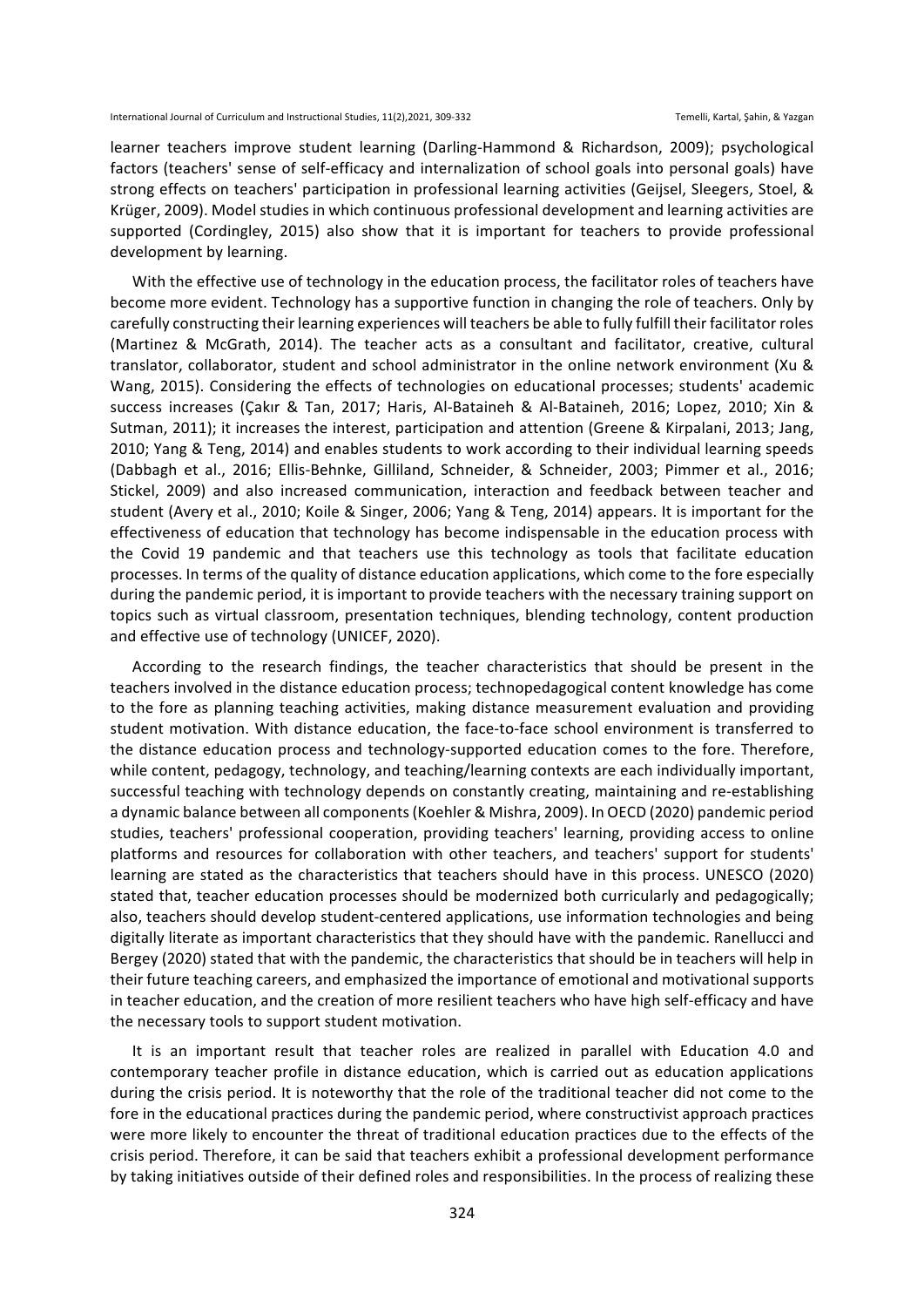learner teachers improve student learning (Darling-Hammond & Richardson, 2009); psychological factors (teachers' sense of self-efficacy and internalization of school goals into personal goals) have strong effects on teachers' participation in professional learning activities (Geijsel, Sleegers, Stoel, & Krüger, 2009). Model studies in which continuous professional development and learning activities are supported (Cordingley, 2015) also show that it is important for teachers to provide professional development by learning.

With the effective use of technology in the education process, the facilitator roles of teachers have become more evident. Technology has a supportive function in changing the role of teachers. Only by carefully constructing their learning experiences will teachers be able to fully fulfill their facilitator roles (Martinez & McGrath, 2014). The teacher acts as a consultant and facilitator, creative, cultural translator, collaborator, student and school administrator in the online network environment (Xu & Wang, 2015). Considering the effects of technologies on educational processes; students' academic success increases (Çakır & Tan, 2017; Haris, Al-Bataineh & Al-Bataineh, 2016; Lopez, 2010; Xin & Sutman, 2011); it increases the interest, participation and attention (Greene & Kirpalani, 2013; Jang, 2010; Yang & Teng, 2014) and enables students to work according to their individual learning speeds (Dabbagh et al., 2016; Ellis-Behnke, Gilliland, Schneider, & Schneider, 2003; Pimmer et al., 2016; Stickel, 2009) and also increased communication, interaction and feedback between teacher and student (Avery et al., 2010; Koile & Singer, 2006; Yang & Teng, 2014) appears. It is important for the effectiveness of education that technology has become indispensable in the education process with the Covid 19 pandemic and that teachers use this technology as tools that facilitate education processes. In terms of the quality of distance education applications, which come to the fore especially during the pandemic period, it is important to provide teachers with the necessary training support on topics such as virtual classroom, presentation techniques, blending technology, content production and effective use of technology (UNICEF, 2020).

According to the research findings, the teacher characteristics that should be present in the teachers involved in the distance education process; technopedagogical content knowledge has come to the fore as planning teaching activities, making distance measurement evaluation and providing student motivation. With distance education, the face-to-face school environment is transferred to the distance education process and technology-supported education comes to the fore. Therefore, while content, pedagogy, technology, and teaching/learning contexts are each individually important, successful teaching with technology depends on constantly creating, maintaining and re-establishing a dynamic balance between all components (Koehler & Mishra, 2009). In OECD (2020) pandemic period studies, teachers' professional cooperation, providing teachers' learning, providing access to online platforms and resources for collaboration with other teachers, and teachers' support for students' learning are stated as the characteristics that teachers should have in this process. UNESCO (2020) stated that, teacher education processes should be modernized both curricularly and pedagogically; also, teachers should develop student-centered applications, use information technologies and being digitally literate as important characteristics that they should have with the pandemic. Ranellucci and Bergey (2020) stated that with the pandemic, the characteristics that should be in teachers will help in their future teaching careers, and emphasized the importance of emotional and motivational supports in teacher education, and the creation of more resilient teachers who have high self-efficacy and have the necessary tools to support student motivation.

It is an important result that teacher roles are realized in parallel with Education 4.0 and contemporary teacher profile in distance education, which is carried out as education applications during the crisis period. It is noteworthy that the role of the traditional teacher did not come to the fore in the educational practices during the pandemic period, where constructivist approach practices were more likely to encounter the threat of traditional education practices due to the effects of the crisis period. Therefore, it can be said that teachers exhibit a professional development performance by taking initiatives outside of their defined roles and responsibilities. In the process of realizing these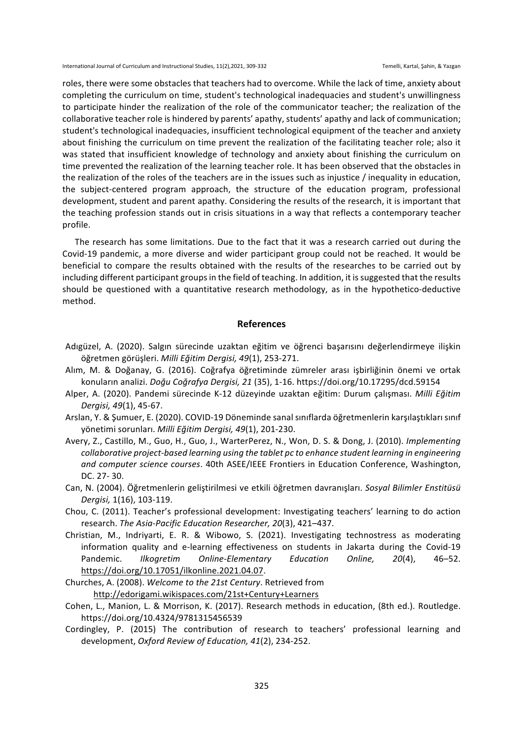roles, there were some obstacles that teachers had to overcome. While the lack of time, anxiety about completing the curriculum on time, student's technological inadequacies and student's unwillingness to participate hinder the realization of the role of the communicator teacher; the realization of the collaborative teacher role is hindered by parents' apathy, students' apathy and lack of communication; student's technological inadequacies, insufficient technological equipment of the teacher and anxiety about finishing the curriculum on time prevent the realization of the facilitating teacher role; also it was stated that insufficient knowledge of technology and anxiety about finishing the curriculum on time prevented the realization of the learning teacher role. It has been observed that the obstacles in the realization of the roles of the teachers are in the issues such as injustice / inequality in education, the subject-centered program approach, the structure of the education program, professional development, student and parent apathy. Considering the results of the research, it is important that the teaching profession stands out in crisis situations in a way that reflects a contemporary teacher profile.

The research has some limitations. Due to the fact that it was a research carried out during the Covid-19 pandemic, a more diverse and wider participant group could not be reached. It would be beneficial to compare the results obtained with the results of the researches to be carried out by including different participant groups in the field of teaching. In addition, it is suggested that the results should be questioned with a quantitative research methodology, as in the hypothetico-deductive method.

## References

Adıgüzel, A. (2020). Salgın sürecinde uzaktan eğitim ve öğrenci başarısını değerlendirmeye ilişkin öğretmen görüşleri. *Milli Eğitim Dergisi, 49*(1), 253-271.

Alım, M. & Doğanay, G. (2016). Coğrafya öğretiminde zümreler arası işbirliğinin önemi ve ortak konuların analizi. *Doğu Coğrafya Dergisi, 21* (35), 1-16. https://doi.org/10.17295/dcd.59154

Alper, A. (2020). Pandemi sürecinde K-12 düzeyinde uzaktan eğitim: Durum çalışması. *Milli Eğitim Dergisi, 49*(1), 45-67.

Arslan, Y. & Şumuer, E. (2020). COVID-19 Döneminde sanal sınıflarda öğretmenlerin karşılaştıkları sınıf yönetimi sorunları. *Milli Eğitim Dergisi, 49*(1), 201-230.

Avery, Z., Castillo, M., Guo, H., Guo, J., WarterPerez, N., Won, D. S. & Dong, J. (2010). *Implementing collaborative project-based learning using the tablet pc to enhance student learning in engineering and computer science courses*. 40th ASEE/IEEE Frontiers in Education Conference, Washington, DC. 27- 30.

Can, N. (2004). Öğretmenlerin geliştirilmesi ve etkili öğretmen davranışları. *Sosyal Bilimler Enstitüsü Dergisi,* 1(16), 103-119.

Chou, C. (2011). Teacher's professional development: Investigating teachers' learning to do action research. *The Asia-Pacific Education Researcher, 20*(3), 421–437.

Christian, M., Indriyarti, E. R. & Wibowo, S. (2021). Investigating technostress as moderating information quality and e-learning effectiveness on students in Jakarta during the Covid-19 Pandemic. *Ilkogretim Online-Elementary Education Online, 20*(4), 46–52. https://doi.org/10.17051/ilkonline.2021.04.07.

Churches, A. (2008). *Welcome to the 21st Century*. Retrieved from http://edorigami.wikispaces.com/21st+Century+Learners

Cohen, L., Manion, L. & Morrison, K. (2017). Research methods in education, (8th ed.). Routledge. https://doi.org/10.4324/9781315456539

Cordingley, P. (2015) The contribution of research to teachers' professional learning and development, *Oxford Review of Education, 41*(2), 234-252.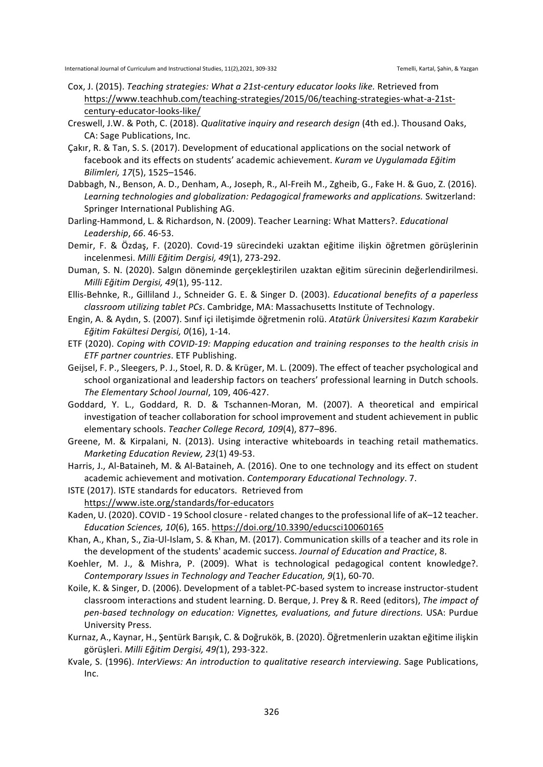Cox, J. (2015). *Teaching strategies: What a 21st-century educator looks like.* Retrieved from https://www.teachhub.com/teaching-strategies/2015/06/teaching-strategies-what-a-21st-century-educator-looks-like/

Creswell, J.W. & Poth, C. (2018). *Qualitative inquiry and research design* (4th ed.). Thousand Oaks, CA: Sage Publications, Inc.

Çakır, R. & Tan, S. S. (2017). Development of educational applications on the social network of facebook and its effects on students' academic achievement. *Kuram ve Uygulamada Eğitim Bilimleri, 17*(5), 1525–1546.

Dabbagh, N., Benson, A. D., Denham, A., Joseph, R., Al-Freih M., Zgheib, G., Fake H. & Guo, Z. (2016). *Learning technologies and globalization: Pedagogical frameworks and applications.* Switzerland: Springer International Publishing AG.

Darling-Hammond, L. & Richardson, N. (2009). Teacher Learning: What Matters?. *Educational Leadership*, *66*. 46-53.

Demir, F. & Özdaş, F. (2020). Covıd-19 sürecindeki uzaktan eğitime ilişkin öğretmen görüşlerinin incelenmesi. *Milli Eğitim Dergisi, 49*(1), 273-292.

Duman, S. N. (2020). Salgın döneminde gerçekleştirilen uzaktan eğitim sürecinin değerlendirilmesi. *Milli Eğitim Dergisi, 49*(1), 95-112.

Ellis-Behnke, R., Gilliland J., Schneider G. E. & Singer D. (2003). *Educational benefits of a paperless classroom utilizing tablet PCs*. Cambridge, MA: Massachusetts Institute of Technology.

Engin, A. & Aydın, S. (2007). Sınıf içi iletişimde öğretmenin rolü. *Atatürk Üniversitesi Kazım Karabekir Eğitim Fakültesi Dergisi, 0*(16), 1-14.

ETF (2020). *Coping with COVID-19: Mapping education and training responses to the health crisis in ETF partner countries*. ETF Publishing.

Geijsel, F. P., Sleegers, P. J., Stoel, R. D. & Krüger, M. L. (2009). The effect of teacher psychological and school organizational and leadership factors on teachers' professional learning in Dutch schools. *The Elementary School Journal*, 109, 406-427.

Goddard, Y. L., Goddard, R. D. & Tschannen-Moran, M. (2007). A theoretical and empirical investigation of teacher collaboration for school improvement and student achievement in public elementary schools. *Teacher College Record, 109*(4), 877–896.

Greene, M. & Kirpalani, N. (2013). Using interactive whiteboards in teaching retail mathematics. *Marketing Education Review, 23*(1) 49-53.

Harris, J., Al-Bataineh, M. & Al-Bataineh, A. (2016). One to one technology and its effect on student academic achievement and motivation. *Contemporary Educational Technology*. 7.

ISTE (2017). ISTE standards for educators. Retrieved from https://www.iste.org/standards/for-educators

Kaden, U. (2020). COVID - 19 School closure - related changes to the professional life of aK–12 teacher. *Education Sciences, 10*(6), 165. https://doi.org/10.3390/educsci10060165

Khan, A., Khan, S., Zia-Ul-Islam, S. & Khan, M. (2017). Communication skills of a teacher and its role in the development of the students' academic success. *Journal of Education and Practice*, 8.

Koehler, M. J., & Mishra, P. (2009). What is technological pedagogical content knowledge?. *Contemporary Issues in Technology and Teacher Education, 9*(1), 60-70.

Koile, K. & Singer, D. (2006). Development of a tablet-PC-based system to increase instructor-student classroom interactions and student learning. D. Berque, J. Prey & R. Reed (editors), *The impact of pen-based technology on education: Vignettes, evaluations, and future directions.* USA: Purdue University Press.

Kurnaz, A., Kaynar, H., Şentürk Barışık, C. & Doğrukök, B. (2020). Öğretmenlerin uzaktan eğitime ilişkin görüşleri. *Milli Eğitim Dergisi, 49(*1), 293-322.

Kvale, S. (1996). *InterViews: An introduction to qualitative research interviewing*. Sage Publications, Inc.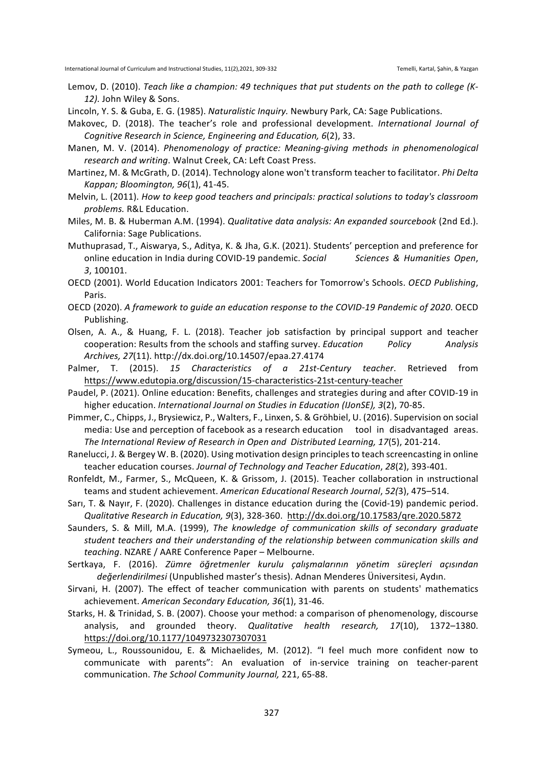Lemov, D. (2010). *Teach like a champion: 49 techniques that put students on the path to college (K-12).* John Wiley & Sons.

Lincoln, Y. S. & Guba, E. G. (1985). *Naturalistic Inquiry.* Newbury Park, CA: Sage Publications.

Makovec, D. (2018). The teacher's role and professional development. *International Journal of Cognitive Research in Science, Engineering and Education, 6*(2), 33.

Manen, M. V. (2014). *Phenomenology of practice: Meaning-giving methods in phenomenological research and writing*. Walnut Creek, CA: Left Coast Press.

Martinez, M. & McGrath, D. (2014). Technology alone won't transform teacher to facilitator. *Phi Delta Kappan; Bloomington, 96*(1), 41-45.

Melvin, L. (2011). *How to keep good teachers and principals: practical solutions to today's classroom problems.* R&L Education.

Miles, M. B. & Huberman A.M. (1994). *Qualitative data analysis: An expanded sourcebook* (2nd Ed.). California: Sage Publications.

Muthuprasad, T., Aiswarya, S., Aditya, K. & Jha, G.K. (2021). Students' perception and preference for online education in India during COVID-19 pandemic. *Social Sciences & Humanities Open*, *3*, 100101.

OECD (2001). World Education Indicators 2001: Teachers for Tomorrow's Schools. *OECD Publishing*, Paris.

OECD (2020). *A framework to guide an education response to the COVID-19 Pandemic of 2020*. OECD Publishing.

Olsen, A. A., & Huang, F. L. (2018). Teacher job satisfaction by principal support and teacher cooperation: Results from the schools and staffing survey. *Education Policy Analysis Archives, 27*(11). http://dx.doi.org/10.14507/epaa.27.4174

Palmer, T. (2015). *15 Characteristics of a 21st-Century teacher*. Retrieved from https://www.edutopia.org/discussion/15-characteristics-21st-century-teacher

Paudel, P. (2021). Online education: Benefits, challenges and strategies during and after COVID-19 in higher education. *International Journal on Studies in Education (IJonSE), 3*(2), 70-85.

Pimmer, C., Chipps, J., Brysiewicz, P., Walters, F., Linxen, S. & Gröhbiel, U. (2016). Supervision on social media: Use and perception of facebook as a research education tool in disadvantaged areas. *The International Review of Research in Open and Distributed Learning, 17*(5), 201-214.

Ranelucci, J. & Bergey W. B. (2020). Using motivation design principles to teach screencasting in online teacher education courses. *Journal of Technology and Teacher Education*, *28*(2), 393-401.

Ronfeldt, M., Farmer, S., McQueen, K. & Grissom, J. (2015). Teacher collaboration in ınstructional teams and student achievement. *American Educational Research Journal*, *52(*3), 475–514.

Sarı, T. & Nayır, F. (2020). Challenges in distance education during the (Covid-19) pandemic period. *Qualitative Research in Education, 9*(3), 328-360. http://dx.doi.org/10.17583/qre.2020.5872

Saunders, S. & Mill, M.A. (1999), *The knowledge of communication skills of secondary graduate student teachers and their understanding of the relationship between communication skills and teaching*. NZARE / AARE Conference Paper – Melbourne.

Sertkaya, F. (2016). *Zümre öğretmenler kurulu çalışmalarının yönetim süreçleri açısından değerlendirilmesi* (Unpublished master's thesis). Adnan Menderes Üniversitesi, Aydın.

Sirvani, H. (2007). The effect of teacher communication with parents on students' mathematics achievement. *American Secondary Education, 36*(1), 31-46.

Starks, H. & Trinidad, S. B. (2007). Choose your method: a comparison of phenomenology, discourse analysis, and grounded theory. *Qualitative health research, 17*(10), 1372–1380. https://doi.org/10.1177/1049732307307031

Symeou, L., Roussounidou, E. & Michaelides, M. (2012). "I feel much more confident now to communicate with parents": An evaluation of in-service training on teacher-parent communication. *The School Community Journal,* 221, 65-88.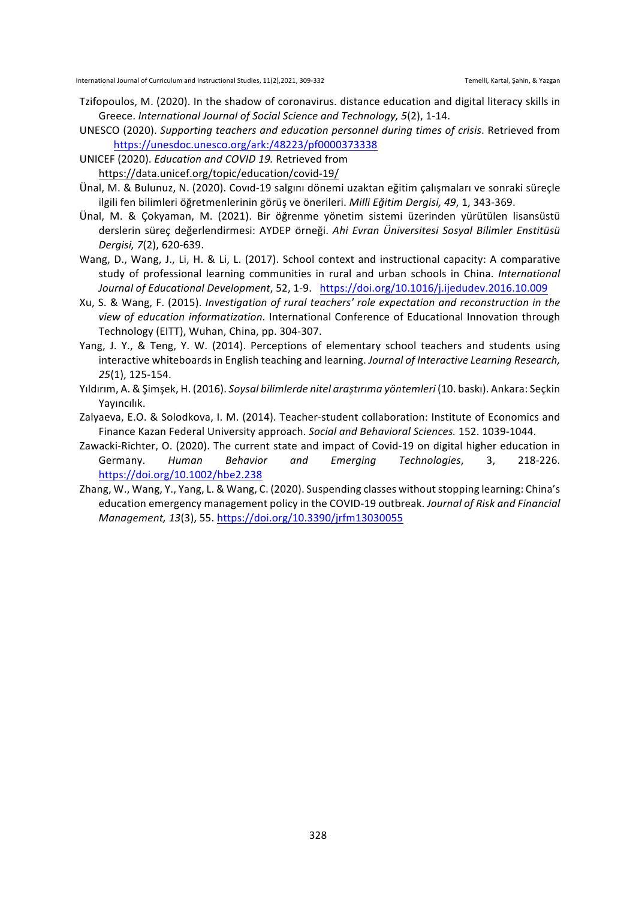Tzifopoulos, M. (2020). In the shadow of coronavirus. distance education and digital literacy skills in Greece. *International Journal of Social Science and Technology, 5*(2), 1-14.

UNESCO (2020). *Supporting teachers and education personnel during times of crisis*. Retrieved from https://unesdoc.unesco.org/ark:/48223/pf0000373338

UNICEF (2020). *Education and COVID 19.* Retrieved from https://data.unicef.org/topic/education/covid-19/

Ünal, M. & Bulunuz, N. (2020). Covıd-19 salgını dönemi uzaktan eğitim çalışmaları ve sonraki süreçle ilgili fen bilimleri öğretmenlerinin görüş ve önerileri. *Milli Eğitim Dergisi, 49*, 1, 343-369.

Ünal, M. & Çokyaman, M. (2021). Bir öğrenme yönetim sistemi üzerinden yürütülen lisansüstü derslerin süreç değerlendirmesi: AYDEP örneği. *Ahi Evran Üniversitesi Sosyal Bilimler Enstitüsü Dergisi, 7*(2), 620-639.

Wang, D., Wang, J., Li, H. & Li, L. (2017). School context and instructional capacity: A comparative study of professional learning communities in rural and urban schools in China. *International Journal of Educational Development*, 52, 1-9. https://doi.org/10.1016/j.ijedudev.2016.10.009

Xu, S. & Wang, F. (2015). *Investigation of rural teachers' role expectation and reconstruction in the view of education informatization*. International Conference of Educational Innovation through Technology (EITT), Wuhan, China, pp. 304-307.

Yang, J. Y., & Teng, Y. W. (2014). Perceptions of elementary school teachers and students using interactive whiteboards in English teaching and learning. *Journal of Interactive Learning Research, 25*(1), 125-154.

Yıldırım, A. & Şimşek, H. (2016). *Soysal bilimlerde nitel araştırıma yöntemleri* (10. baskı). Ankara: Seçkin Yayıncılık.

Zalyaeva, E.O. & Solodkova, I. M. (2014). Teacher-student collaboration: Institute of Economics and Finance Kazan Federal University approach. *Social and Behavioral Sciences.* 152. 1039-1044.

Zawacki-Richter, O. (2020). The current state and impact of Covid-19 on digital higher education in Germany. *Human Behavior and Emerging Technologies*, 3, 218-226. https://doi.org/10.1002/hbe2.238

Zhang, W., Wang, Y., Yang, L. & Wang, C. (2020). Suspending classes without stopping learning: China's education emergency management policy in the COVID-19 outbreak. *Journal of Risk and Financial Management, 13*(3), 55. https://doi.org/10.3390/jrfm13030055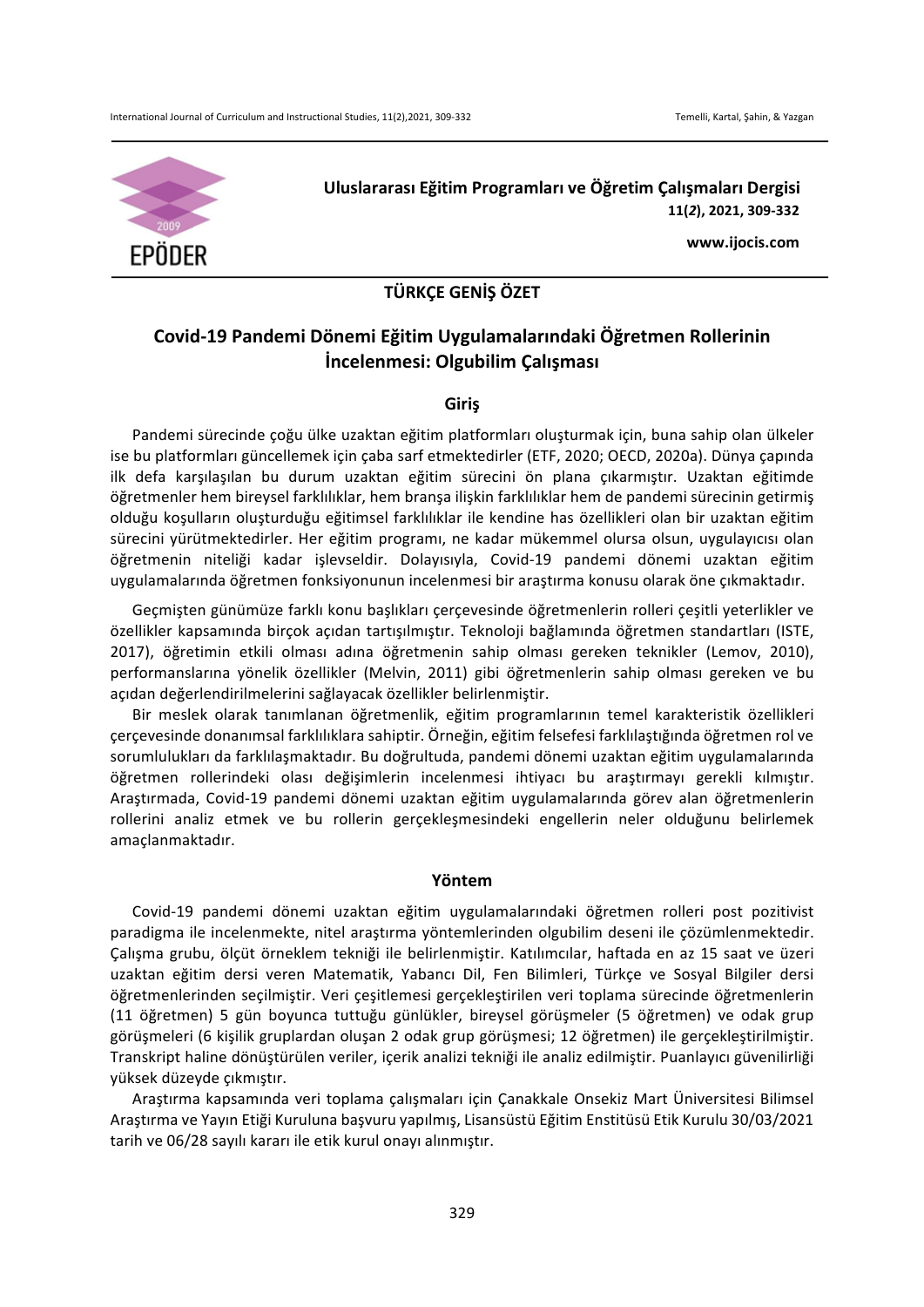# Uluslararası Eğitim Programları ve Öğretim Çalışmaları Dergisi

**11(*2*), 2021, 309-332**

**www.ijocis.com**

## TÜRKÇE GENİŞ ÖZET

# Covid-19 Pandemi Dönemi Eğitim Uygulamalarındaki Öğretmen Rollerinin İncelenmesi: Olgubilim Çalışması

## Giriş

Pandemi sürecinde çoğu ülke uzaktan eğitim platformları oluşturmak için, buna sahip olan ülkeler ise bu platformları güncellemek için çaba sarf etmektedirler (ETF, 2020; OECD, 2020a). Dünya çapında ilk defa karşılaşılan bu durum uzaktan eğitim sürecini ön plana çıkarmıştır. Uzaktan eğitimde öğretmenler hem bireysel farklılıklar, hem branşa ilişkin farklılıklar hem de pandemi sürecinin getirmiş olduğu koşulların oluşturduğu eğitimsel farklılıklar ile kendine has özellikleri olan bir uzaktan eğitim sürecini yürütmektedirler. Her eğitim programı, ne kadar mükemmel olursa olsun, uygulayıcısı olan öğretmenin niteliği kadar işlevseldir. Dolayısıyla, Covid-19 pandemi dönemi uzaktan eğitim uygulamalarında öğretmen fonksiyonunun incelenmesi bir araştırma konusu olarak öne çıkmaktadır.

Geçmişten günümüze farklı konu başlıkları çerçevesinde öğretmenlerin rolleri çeşitli yeterlikler ve özellikler kapsamında birçok açıdan tartışılmıştır. Teknoloji bağlamında öğretmen standartları (ISTE, 2017), öğretimin etkili olması adına öğretmenin sahip olması gereken teknikler (Lemov, 2010), performanslarına yönelik özellikler (Melvin, 2011) gibi öğretmenlerin sahip olması gereken ve bu açıdan değerlendirilmelerini sağlayacak özellikler belirlenmiştir.

Bir meslek olarak tanımlanan öğretmenlik, eğitim programlarının temel karakteristik özellikleri çerçevesinde donanımsal farklılıklara sahiptir. Örneğin, eğitim felsefesi farklılaştığında öğretmen rol ve sorumlulukları da farklılaşmaktadır. Bu doğrultuda, pandemi dönemi uzaktan eğitim uygulamalarında öğretmen rollerindeki olası değişimlerin incelenmesi ihtiyacı bu araştırmayı gerekli kılmıştır. Araştırmada, Covid-19 pandemi dönemi uzaktan eğitim uygulamalarında görev alan öğretmenlerin rollerini analiz etmek ve bu rollerin gerçekleşmesindeki engellerin neler olduğunu belirlemek amaçlanmaktadır.

## Yöntem

Covid-19 pandemi dönemi uzaktan eğitim uygulamalarındaki öğretmen rolleri post pozitivist paradigma ile incelenmekte, nitel araştırma yöntemlerinden olgubilim deseni ile çözümlenmektedir. Çalışma grubu, ölçüt örneklem tekniği ile belirlenmiştir. Katılımcılar, haftada en az 15 saat ve üzeri uzaktan eğitim dersi veren Matematik, Yabancı Dil, Fen Bilimleri, Türkçe ve Sosyal Bilgiler dersi öğretmenlerinden seçilmiştir. Veri çeşitlemesi gerçekleştirilen veri toplama sürecinde öğretmenlerin (11 öğretmen) 5 gün boyunca tuttuğu günlükler, bireysel görüşmeler (5 öğretmen) ve odak grup görüşmeleri (6 kişilik gruplardan oluşan 2 odak grup görüşmesi; 12 öğretmen) ile gerçekleştirilmiştir. Transkript haline dönüştürülen veriler, içerik analizi tekniği ile analiz edilmiştir. Puanlayıcı güvenilirliği yüksek düzeyde çıkmıştır.

Araştırma kapsamında veri toplama çalışmaları için Çanakkale Onsekiz Mart Üniversitesi Bilimsel Araştırma ve Yayın Etiği Kuruluna başvuru yapılmış, Lisansüstü Eğitim Enstitüsü Etik Kurulu 30/03/2021 tarih ve 06/28 sayılı kararı ile etik kurul onayı alınmıştır.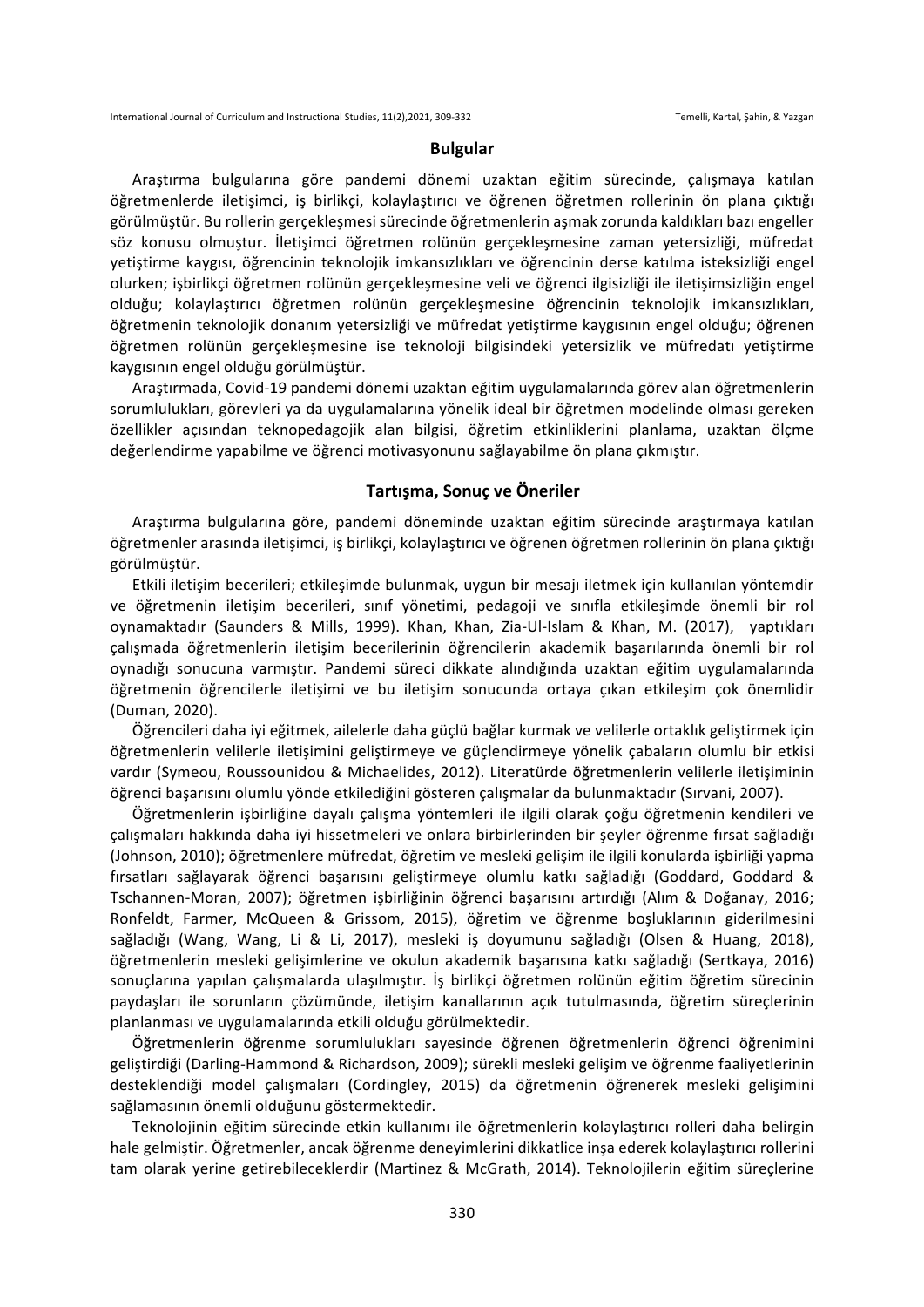## Bulgular

Araştırma bulgularına göre pandemi dönemi uzaktan eğitim sürecinde, çalışmaya katılan öğretmenlerde iletişimci, iş birlikçi, kolaylaştırıcı ve öğrenen öğretmen rollerinin ön plana çıktığı görülmüştür. Bu rollerin gerçekleşmesi sürecinde öğretmenlerin aşmak zorunda kaldıkları bazı engeller söz konusu olmuştur. İletişimci öğretmen rolünün gerçekleşmesine zaman yetersizliği, müfredat yetiştirme kaygısı, öğrencinin teknolojik imkansızlıkları ve öğrencinin derse katılma isteksizliği engel olurken; işbirlikçi öğretmen rolünün gerçekleşmesine veli ve öğrenci ilgisizliği ile iletişimsizliğin engel olduğu; kolaylaştırıcı öğretmen rolünün gerçekleşmesine öğrencinin teknolojik imkansızlıkları, öğretmenin teknolojik donanım yetersizliği ve müfredat yetiştirme kaygısının engel olduğu; öğrenen öğretmen rolünün gerçekleşmesine ise teknoloji bilgisindeki yetersizlik ve müfredatı yetiştirme kaygısının engel olduğu görülmüştür.

Araştırmada, Covid-19 pandemi dönemi uzaktan eğitim uygulamalarında görev alan öğretmenlerin sorumlulukları, görevleri ya da uygulamalarına yönelik ideal bir öğretmen modelinde olması gereken özellikler açısından teknopedagojik alan bilgisi, öğretim etkinliklerini planlama, uzaktan ölçme değerlendirme yapabilme ve öğrenci motivasyonunu sağlayabilme ön plana çıkmıştır.

## Tartışma, Sonuç ve Öneriler

Araştırma bulgularına göre, pandemi döneminde uzaktan eğitim sürecinde araştırmaya katılan öğretmenler arasında iletişimci, iş birlikçi, kolaylaştırıcı ve öğrenen öğretmen rollerinin ön plana çıktığı görülmüştür.

Etkili iletişim becerileri; etkileşimde bulunmak, uygun bir mesajı iletmek için kullanılan yöntemdir ve öğretmenin iletişim becerileri, sınıf yönetimi, pedagoji ve sınıfla etkileşimde önemli bir rol oynamaktadır (Saunders & Mills, 1999). Khan, Khan, Zia-Ul-Islam & Khan, M. (2017), yaptıkları çalışmada öğretmenlerin iletişim becerilerinin öğrencilerin akademik başarılarında önemli bir rol oynadığı sonucuna varmıştır. Pandemi süreci dikkate alındığında uzaktan eğitim uygulamalarında öğretmenin öğrencilerle iletişimi ve bu iletişim sonucunda ortaya çıkan etkileşim çok önemlidir (Duman, 2020).

Öğrencileri daha iyi eğitmek, ailelerle daha güçlü bağlar kurmak ve velilerle ortaklık geliştirmek için öğretmenlerin velilerle iletişimini geliştirmeye ve güçlendirmeye yönelik çabaların olumlu bir etkisi vardır (Symeou, Roussounidou & Michaelides, 2012). Literatürde öğretmenlerin velilerle iletişiminin öğrenci başarısını olumlu yönde etkilediğini gösteren çalışmalar da bulunmaktadır (Sırvani, 2007).

Öğretmenlerin işbirliğine dayalı çalışma yöntemleri ile ilgili olarak çoğu öğretmenin kendileri ve çalışmaları hakkında daha iyi hissetmeleri ve onlara birbirlerinden bir şeyler öğrenme fırsat sağladığı (Johnson, 2010); öğretmenlere müfredat, öğretim ve mesleki gelişim ile ilgili konularda işbirliği yapma fırsatları sağlayarak öğrenci başarısını geliştirmeye olumlu katkı sağladığı (Goddard, Goddard & Tschannen-Moran, 2007); öğretmen işbirliğinin öğrenci başarısını artırdığı (Alım & Doğanay, 2016; Ronfeldt, Farmer, McQueen & Grissom, 2015), öğretim ve öğrenme boşluklarının giderilmesini sağladığı (Wang, Wang, Li & Li, 2017), mesleki iş doyumunu sağladığı (Olsen & Huang, 2018), öğretmenlerin mesleki gelişimlerine ve okulun akademik başarısına katkı sağladığı (Sertkaya, 2016) sonuçlarına yapılan çalışmalarda ulaşılmıştır. İş birlikçi öğretmen rolünün eğitim öğretim sürecinin paydaşları ile sorunların çözümünde, iletişim kanallarının açık tutulmasında, öğretim süreçlerinin planlanması ve uygulamalarında etkili olduğu görülmektedir.

Öğretmenlerin öğrenme sorumlulukları sayesinde öğrenen öğretmenlerin öğrenci öğrenimini geliştirdiği (Darling-Hammond & Richardson, 2009); sürekli mesleki gelişim ve öğrenme faaliyetlerinin desteklendiği model çalışmaları (Cordingley, 2015) da öğretmenin öğrenerek mesleki gelişimini sağlamasının önemli olduğunu göstermektedir.

Teknolojinin eğitim sürecinde etkin kullanımı ile öğretmenlerin kolaylaştırıcı rolleri daha belirgin hale gelmiştir. Öğretmenler, ancak öğrenme deneyimlerini dikkatlice inşa ederek kolaylaştırıcı rollerini tam olarak yerine getirebileceklerdir (Martinez & McGrath, 2014). Teknolojilerin eğitim süreçlerine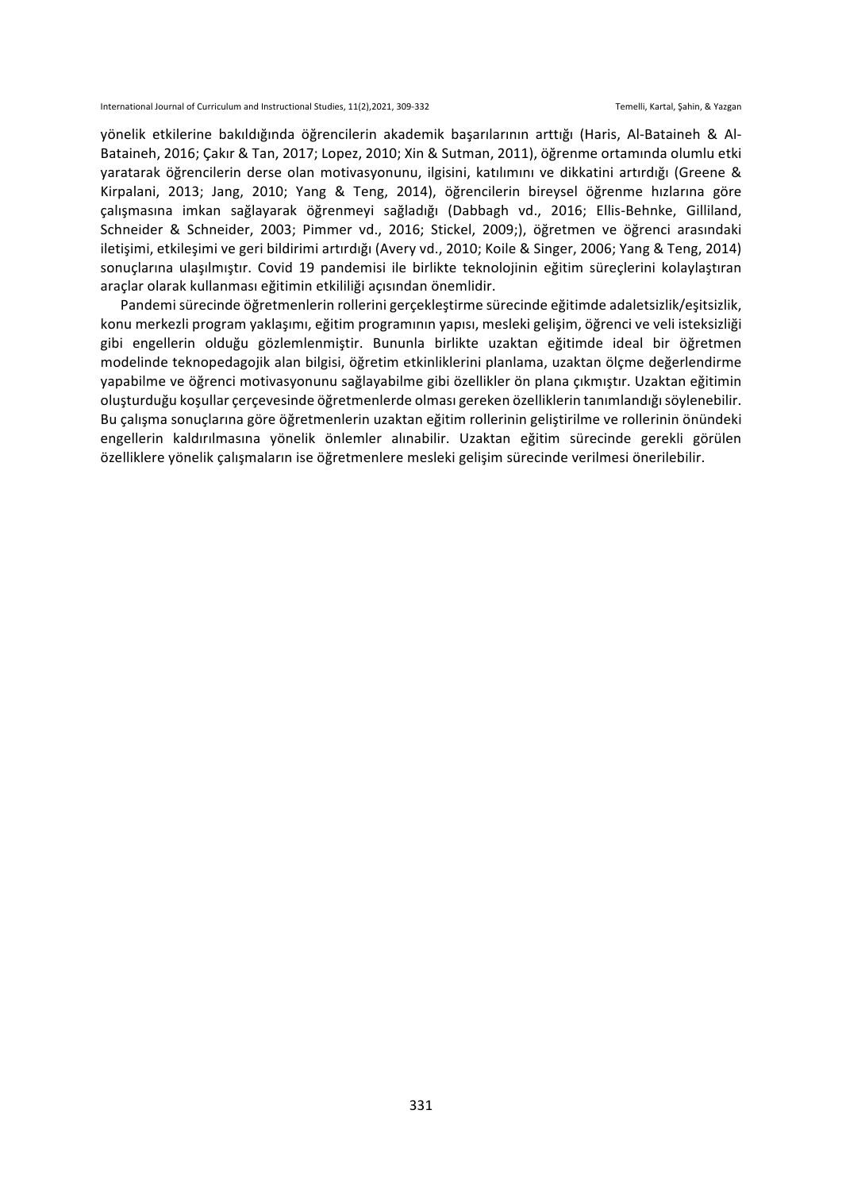yönelik etkilerine bakıldığında öğrencilerin akademik başarılarının arttığı (Haris, Al-Bataineh & Al-Bataineh, 2016; Çakır & Tan, 2017; Lopez, 2010; Xin & Sutman, 2011), öğrenme ortamında olumlu etki yaratarak öğrencilerin derse olan motivasyonunu, ilgisini, katılımını ve dikkatini artırdığı (Greene & Kirpalani, 2013; Jang, 2010; Yang & Teng, 2014), öğrencilerin bireysel öğrenme hızlarına göre çalışmasına imkan sağlayarak öğrenmeyi sağladığı (Dabbagh vd., 2016; Ellis-Behnke, Gilliland, Schneider & Schneider, 2003; Pimmer vd., 2016; Stickel, 2009;), öğretmen ve öğrenci arasındaki iletişimi, etkileşimi ve geri bildirimi artırdığı (Avery vd., 2010; Koile & Singer, 2006; Yang & Teng, 2014) sonuçlarına ulaşılmıştır. Covid 19 pandemisi ile birlikte teknolojinin eğitim süreçlerini kolaylaştıran araçlar olarak kullanması eğitimin etkililiği açısından önemlidir.

Pandemi sürecinde öğretmenlerin rollerini gerçekleştirme sürecinde eğitimde adaletsizlik/eşitsizlik, konu merkezli program yaklaşımı, eğitim programının yapısı, mesleki gelişim, öğrenci ve veli isteksizliği gibi engellerin olduğu gözlemlenmiştir. Bununla birlikte uzaktan eğitimde ideal bir öğretmen modelinde teknopedagojik alan bilgisi, öğretim etkinliklerini planlama, uzaktan ölçme değerlendirme yapabilme ve öğrenci motivasyonunu sağlayabilme gibi özellikler ön plana çıkmıştır. Uzaktan eğitimin oluşturduğu koşullar çerçevesinde öğretmenlerde olması gereken özelliklerin tanımlandığı söylenebilir. Bu çalışma sonuçlarına göre öğretmenlerin uzaktan eğitim rollerinin geliştirilme ve rollerinin önündeki engellerin kaldırılmasına yönelik önlemler alınabilir. Uzaktan eğitim sürecinde gerekli görülen özelliklere yönelik çalışmaların ise öğretmenlere mesleki gelişim sürecinde verilmesi önerilebilir.